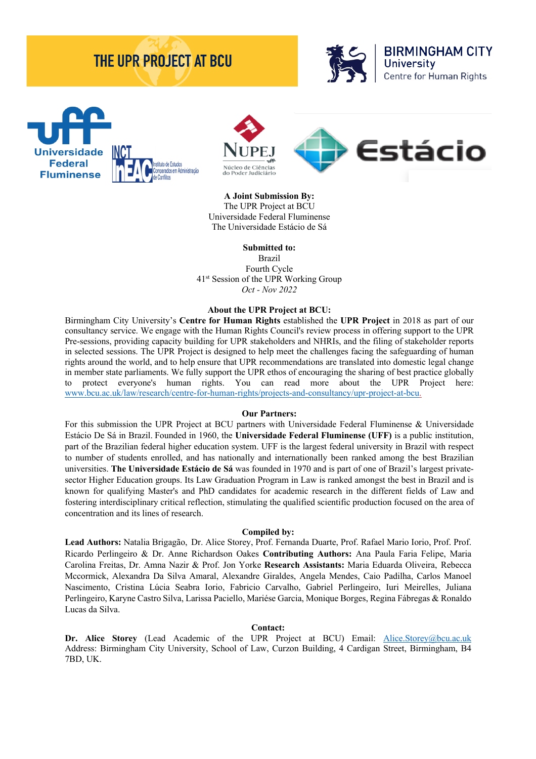# THE UPR PROJECT AT BCU

BIRMINGHAM CITY University
Centre for Human Rights

Universidade Federal Fluminense

INCT InEAC Instituto de Estudos Comparados em Administração de Conflitos

NUPEJ Núcleo de Ciências do Poder Judiciário

Estácio

**A Joint Submission By:**
The UPR Project at BCU
Universidade Federal Fluminense
The Universidade Estácio de Sá

**Submitted to:**
Brazil
Fourth Cycle
41st Session of the UPR Working Group
*Oct - Nov 2022*

**About the UPR Project at BCU:**

Birmingham City University's **Centre for Human Rights** established the **UPR Project** in 2018 as part of our consultancy service. We engage with the Human Rights Council's review process in offering support to the UPR Pre-sessions, providing capacity building for UPR stakeholders and NHRIs, and the filing of stakeholder reports in selected sessions. The UPR Project is designed to help meet the challenges facing the safeguarding of human rights around the world, and to help ensure that UPR recommendations are translated into domestic legal change in member state parliaments. We fully support the UPR ethos of encouraging the sharing of best practice globally to protect everyone's human rights. You can read more about the UPR Project here: www.bcu.ac.uk/law/research/centre-for-human-rights/projects-and-consultancy/upr-project-at-bcu.

**Our Partners:**

For this submission the UPR Project at BCU partners with Universidade Federal Fluminense & Universidade Estácio De Sá in Brazil. Founded in 1960, the **Universidade Federal Fluminense (UFF)** is a public institution, part of the Brazilian federal higher education system. UFF is the largest federal university in Brazil with respect to number of students enrolled, and has nationally and internationally been ranked among the best Brazilian universities. **The Universidade Estácio de Sá** was founded in 1970 and is part of one of Brazil's largest private-sector Higher Education groups. Its Law Graduation Program in Law is ranked amongst the best in Brazil and is known for qualifying Master's and PhD candidates for academic research in the different fields of Law and fostering interdisciplinary critical reflection, stimulating the qualified scientific production focused on the area of concentration and its lines of research.

**Compiled by:**

**Lead Authors:** Natalia Brigagão, Dr. Alice Storey, Prof. Fernanda Duarte, Prof. Rafael Mario Iorio, Prof. Prof. Ricardo Perlingeiro & Dr. Anne Richardson Oakes **Contributing Authors:** Ana Paula Faria Felipe, Maria Carolina Freitas, Dr. Amna Nazir & Prof. Jon Yorke **Research Assistants:** Maria Eduarda Oliveira, Rebecca Mccormick, Alexandra Da Silva Amaral, Alexandre Giraldes, Angela Mendes, Caio Padilha, Carlos Manoel Nascimento, Cristina Lúcia Seabra Iorio, Fabricio Carvalho, Gabriel Perlingeiro, Iuri Meirelles, Juliana Perlingeiro, Karyne Castro Silva, Larissa Paciello, Mariése Garcia, Monique Borges, Regina Fábregas & Ronaldo Lucas da Silva.

**Contact:**

**Dr. Alice Storey** (Lead Academic of the UPR Project at BCU) Email: Alice.Storey@bcu.ac.uk
Address: Birmingham City University, School of Law, Curzon Building, 4 Cardigan Street, Birmingham, B4 7BD, UK.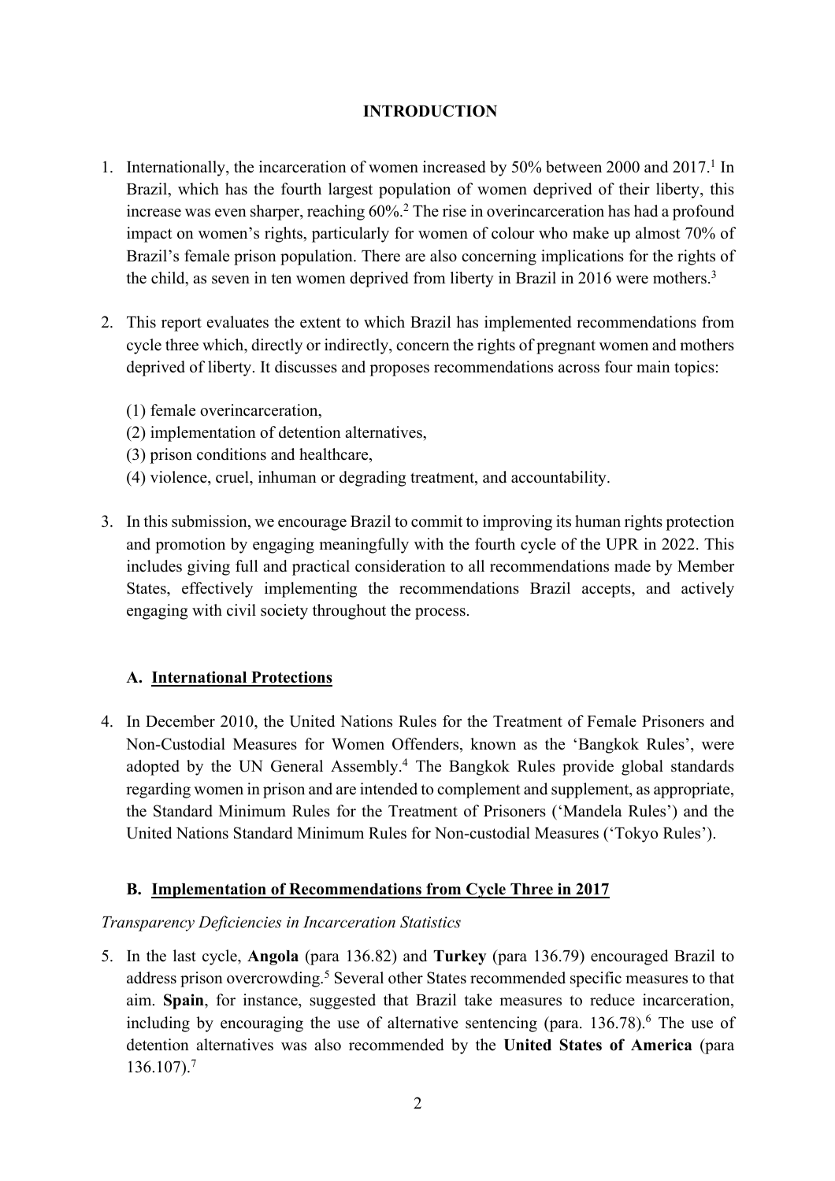## INTRODUCTION

1. Internationally, the incarceration of women increased by 50% between 2000 and 2017.[1] In Brazil, which has the fourth largest population of women deprived of their liberty, this increase was even sharper, reaching 60%.[2] The rise in overincarceration has had a profound impact on women's rights, particularly for women of colour who make up almost 70% of Brazil's female prison population. There are also concerning implications for the rights of the child, as seven in ten women deprived from liberty in Brazil in 2016 were mothers.[3]

2. This report evaluates the extent to which Brazil has implemented recommendations from cycle three which, directly or indirectly, concern the rights of pregnant women and mothers deprived of liberty. It discusses and proposes recommendations across four main topics:

   (1) female overincarceration,
   (2) implementation of detention alternatives,
   (3) prison conditions and healthcare,
   (4) violence, cruel, inhuman or degrading treatment, and accountability.

3. In this submission, we encourage Brazil to commit to improving its human rights protection and promotion by engaging meaningfully with the fourth cycle of the UPR in 2022. This includes giving full and practical consideration to all recommendations made by Member States, effectively implementing the recommendations Brazil accepts, and actively engaging with civil society throughout the process.

### A. International Protections

4. In December 2010, the United Nations Rules for the Treatment of Female Prisoners and Non-Custodial Measures for Women Offenders, known as the 'Bangkok Rules', were adopted by the UN General Assembly.[4] The Bangkok Rules provide global standards regarding women in prison and are intended to complement and supplement, as appropriate, the Standard Minimum Rules for the Treatment of Prisoners ('Mandela Rules') and the United Nations Standard Minimum Rules for Non-custodial Measures ('Tokyo Rules').

### B. Implementation of Recommendations from Cycle Three in 2017

*Transparency Deficiencies in Incarceration Statistics*

5. In the last cycle, **Angola** (para 136.82) and **Turkey** (para 136.79) encouraged Brazil to address prison overcrowding.[5] Several other States recommended specific measures to that aim. **Spain**, for instance, suggested that Brazil take measures to reduce incarceration, including by encouraging the use of alternative sentencing (para. 136.78).[6] The use of detention alternatives was also recommended by the **United States of America** (para 136.107).[7]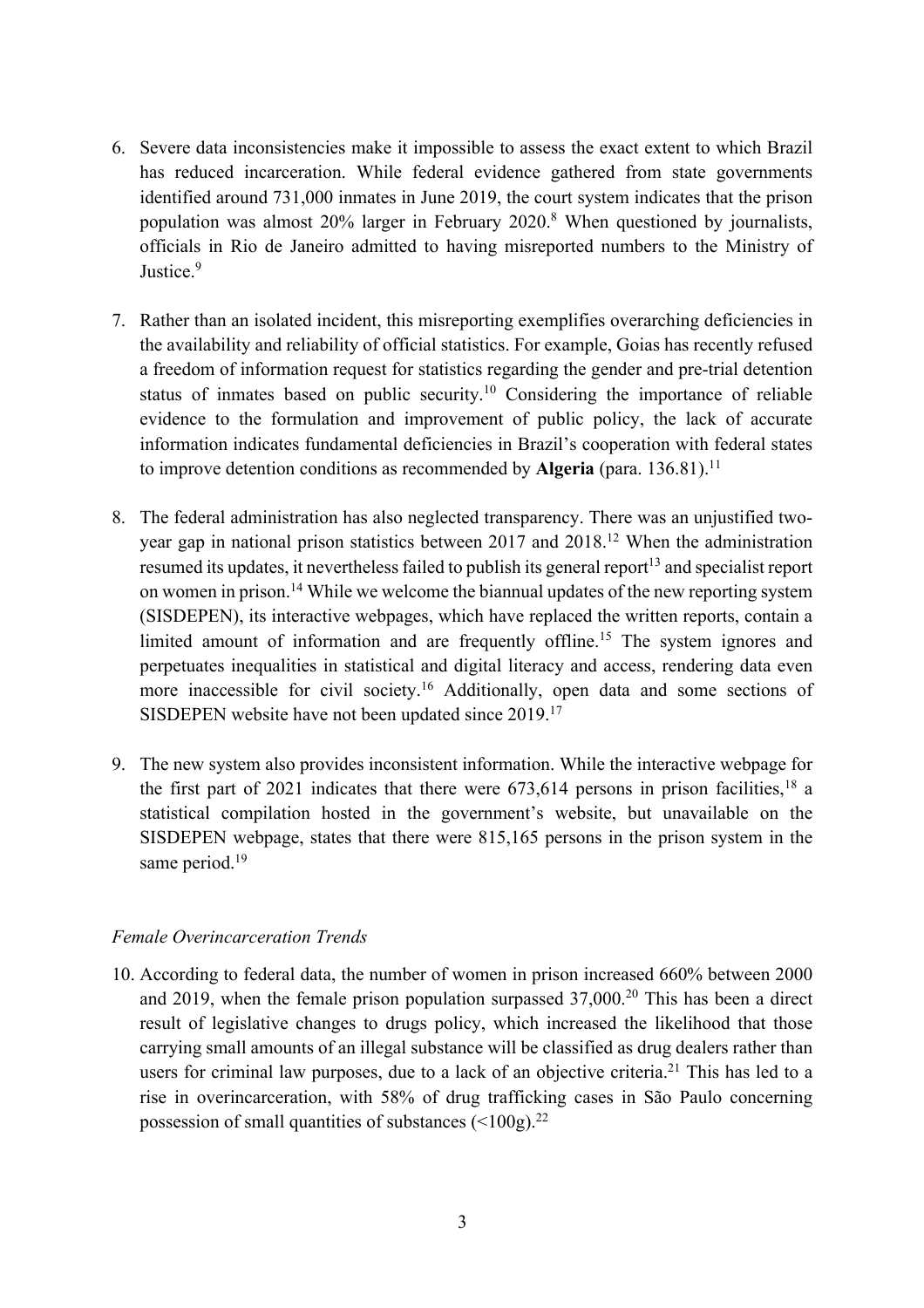6. Severe data inconsistencies make it impossible to assess the exact extent to which Brazil has reduced incarceration. While federal evidence gathered from state governments identified around 731,000 inmates in June 2019, the court system indicates that the prison population was almost 20% larger in February 2020.[8] When questioned by journalists, officials in Rio de Janeiro admitted to having misreported numbers to the Ministry of Justice.[9]

7. Rather than an isolated incident, this misreporting exemplifies overarching deficiencies in the availability and reliability of official statistics. For example, Goias has recently refused a freedom of information request for statistics regarding the gender and pre-trial detention status of inmates based on public security.[10] Considering the importance of reliable evidence to the formulation and improvement of public policy, the lack of accurate information indicates fundamental deficiencies in Brazil's cooperation with federal states to improve detention conditions as recommended by **Algeria** (para. 136.81).[11]

8. The federal administration has also neglected transparency. There was an unjustified two-year gap in national prison statistics between 2017 and 2018.[12] When the administration resumed its updates, it nevertheless failed to publish its general report[13] and specialist report on women in prison.[14] While we welcome the biannual updates of the new reporting system (SISDEPEN), its interactive webpages, which have replaced the written reports, contain a limited amount of information and are frequently offline.[15] The system ignores and perpetuates inequalities in statistical and digital literacy and access, rendering data even more inaccessible for civil society.[16] Additionally, open data and some sections of SISDEPEN website have not been updated since 2019.[17]

9. The new system also provides inconsistent information. While the interactive webpage for the first part of 2021 indicates that there were 673,614 persons in prison facilities,[18] a statistical compilation hosted in the government's website, but unavailable on the SISDEPEN webpage, states that there were 815,165 persons in the prison system in the same period.[19]

*Female Overincarceration Trends*

10. According to federal data, the number of women in prison increased 660% between 2000 and 2019, when the female prison population surpassed 37,000.[20] This has been a direct result of legislative changes to drugs policy, which increased the likelihood that those carrying small amounts of an illegal substance will be classified as drug dealers rather than users for criminal law purposes, due to a lack of an objective criteria.[21] This has led to a rise in overincarceration, with 58% of drug trafficking cases in São Paulo concerning possession of small quantities of substances (<100g).[22]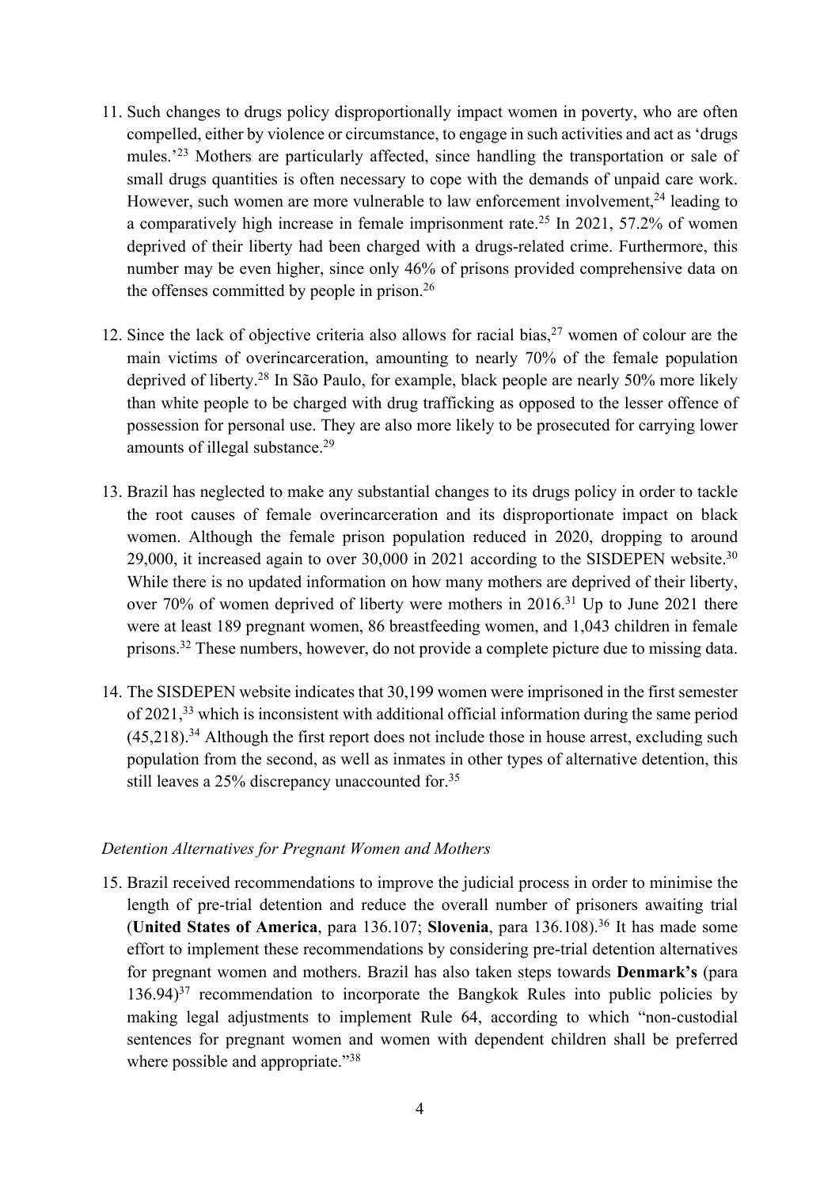11. Such changes to drugs policy disproportionally impact women in poverty, who are often compelled, either by violence or circumstance, to engage in such activities and act as 'drugs mules.'[23] Mothers are particularly affected, since handling the transportation or sale of small drugs quantities is often necessary to cope with the demands of unpaid care work. However, such women are more vulnerable to law enforcement involvement,[24] leading to a comparatively high increase in female imprisonment rate.[25] In 2021, 57.2% of women deprived of their liberty had been charged with a drugs-related crime. Furthermore, this number may be even higher, since only 46% of prisons provided comprehensive data on the offenses committed by people in prison.[26]

12. Since the lack of objective criteria also allows for racial bias,[27] women of colour are the main victims of overincarceration, amounting to nearly 70% of the female population deprived of liberty.[28] In São Paulo, for example, black people are nearly 50% more likely than white people to be charged with drug trafficking as opposed to the lesser offence of possession for personal use. They are also more likely to be prosecuted for carrying lower amounts of illegal substance.[29]

13. Brazil has neglected to make any substantial changes to its drugs policy in order to tackle the root causes of female overincarceration and its disproportionate impact on black women. Although the female prison population reduced in 2020, dropping to around 29,000, it increased again to over 30,000 in 2021 according to the SISDEPEN website.[30] While there is no updated information on how many mothers are deprived of their liberty, over 70% of women deprived of liberty were mothers in 2016.[31] Up to June 2021 there were at least 189 pregnant women, 86 breastfeeding women, and 1,043 children in female prisons.[32] These numbers, however, do not provide a complete picture due to missing data.

14. The SISDEPEN website indicates that 30,199 women were imprisoned in the first semester of 2021,[33] which is inconsistent with additional official information during the same period (45,218).[34] Although the first report does not include those in house arrest, excluding such population from the second, as well as inmates in other types of alternative detention, this still leaves a 25% discrepancy unaccounted for.[35]

*Detention Alternatives for Pregnant Women and Mothers*

15. Brazil received recommendations to improve the judicial process in order to minimise the length of pre-trial detention and reduce the overall number of prisoners awaiting trial (**United States of America**, para 136.107; **Slovenia**, para 136.108).[36] It has made some effort to implement these recommendations by considering pre-trial detention alternatives for pregnant women and mothers. Brazil has also taken steps towards **Denmark's** (para 136.94)[37] recommendation to incorporate the Bangkok Rules into public policies by making legal adjustments to implement Rule 64, according to which "non-custodial sentences for pregnant women and women with dependent children shall be preferred where possible and appropriate."[38]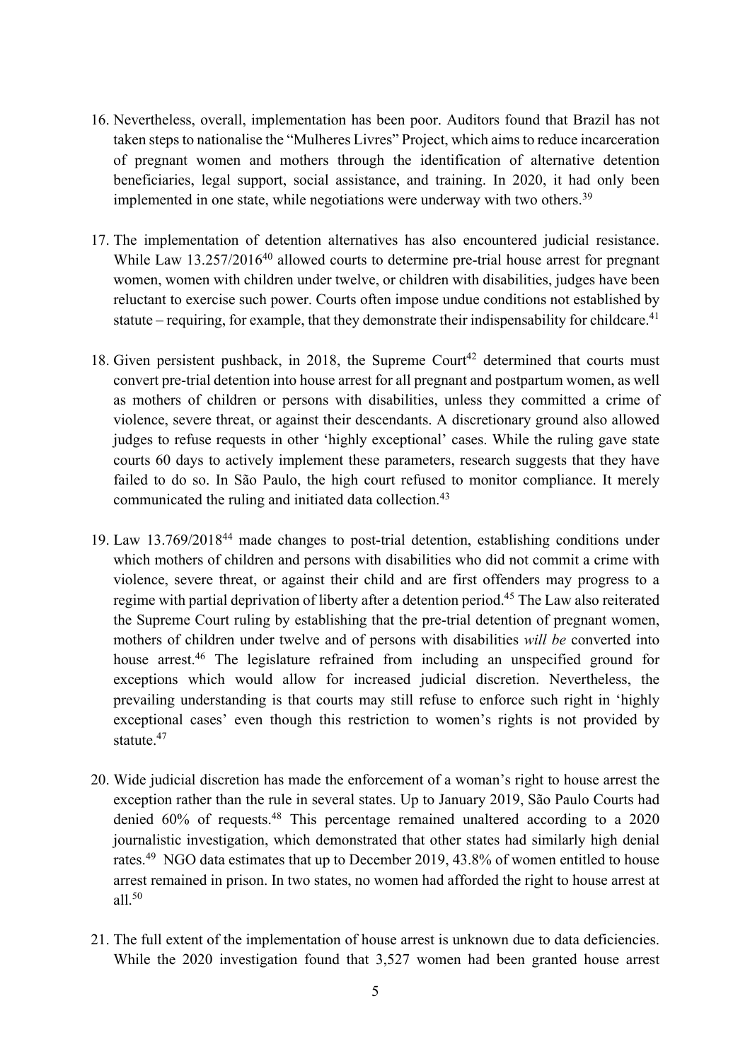16. Nevertheless, overall, implementation has been poor. Auditors found that Brazil has not taken steps to nationalise the "Mulheres Livres" Project, which aims to reduce incarceration of pregnant women and mothers through the identification of alternative detention beneficiaries, legal support, social assistance, and training. In 2020, it had only been implemented in one state, while negotiations were underway with two others.[39]

17. The implementation of detention alternatives has also encountered judicial resistance. While Law 13.257/2016[40] allowed courts to determine pre-trial house arrest for pregnant women, women with children under twelve, or children with disabilities, judges have been reluctant to exercise such power. Courts often impose undue conditions not established by statute – requiring, for example, that they demonstrate their indispensability for childcare.[41]

18. Given persistent pushback, in 2018, the Supreme Court[42] determined that courts must convert pre-trial detention into house arrest for all pregnant and postpartum women, as well as mothers of children or persons with disabilities, unless they committed a crime of violence, severe threat, or against their descendants. A discretionary ground also allowed judges to refuse requests in other 'highly exceptional' cases. While the ruling gave state courts 60 days to actively implement these parameters, research suggests that they have failed to do so. In São Paulo, the high court refused to monitor compliance. It merely communicated the ruling and initiated data collection.[43]

19. Law 13.769/2018[44] made changes to post-trial detention, establishing conditions under which mothers of children and persons with disabilities who did not commit a crime with violence, severe threat, or against their child and are first offenders may progress to a regime with partial deprivation of liberty after a detention period.[45] The Law also reiterated the Supreme Court ruling by establishing that the pre-trial detention of pregnant women, mothers of children under twelve and of persons with disabilities *will be* converted into house arrest.[46] The legislature refrained from including an unspecified ground for exceptions which would allow for increased judicial discretion. Nevertheless, the prevailing understanding is that courts may still refuse to enforce such right in 'highly exceptional cases' even though this restriction to women's rights is not provided by statute.[47]

20. Wide judicial discretion has made the enforcement of a woman's right to house arrest the exception rather than the rule in several states. Up to January 2019, São Paulo Courts had denied 60% of requests.[48] This percentage remained unaltered according to a 2020 journalistic investigation, which demonstrated that other states had similarly high denial rates.[49] NGO data estimates that up to December 2019, 43.8% of women entitled to house arrest remained in prison. In two states, no women had afforded the right to house arrest at all.[50]

21. The full extent of the implementation of house arrest is unknown due to data deficiencies. While the 2020 investigation found that 3,527 women had been granted house arrest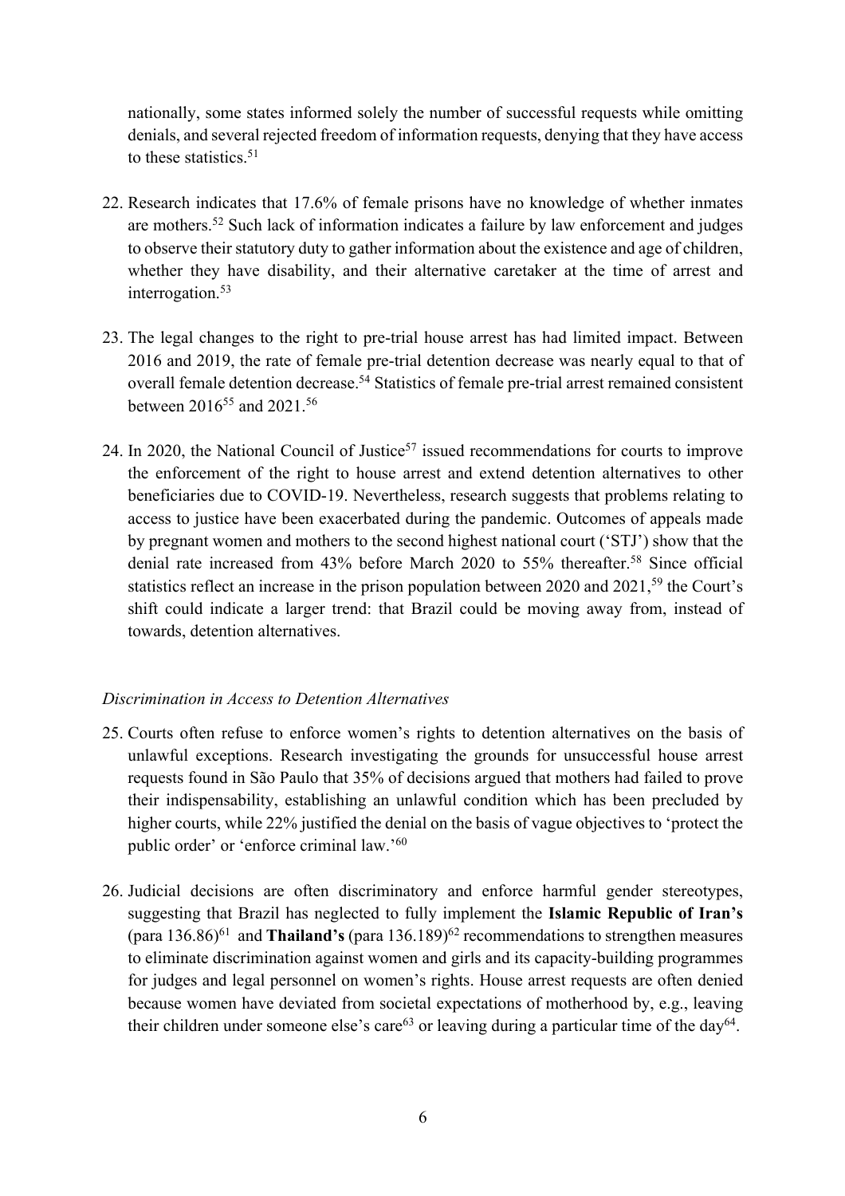nationally, some states informed solely the number of successful requests while omitting denials, and several rejected freedom of information requests, denying that they have access to these statistics.[51]

22. Research indicates that 17.6% of female prisons have no knowledge of whether inmates are mothers.[52] Such lack of information indicates a failure by law enforcement and judges to observe their statutory duty to gather information about the existence and age of children, whether they have disability, and their alternative caretaker at the time of arrest and interrogation.[53]

23. The legal changes to the right to pre-trial house arrest has had limited impact. Between 2016 and 2019, the rate of female pre-trial detention decrease was nearly equal to that of overall female detention decrease.[54] Statistics of female pre-trial arrest remained consistent between 2016[55] and 2021.[56]

24. In 2020, the National Council of Justice[57] issued recommendations for courts to improve the enforcement of the right to house arrest and extend detention alternatives to other beneficiaries due to COVID-19. Nevertheless, research suggests that problems relating to access to justice have been exacerbated during the pandemic. Outcomes of appeals made by pregnant women and mothers to the second highest national court ('STJ') show that the denial rate increased from 43% before March 2020 to 55% thereafter.[58] Since official statistics reflect an increase in the prison population between 2020 and 2021,[59] the Court's shift could indicate a larger trend: that Brazil could be moving away from, instead of towards, detention alternatives.

*Discrimination in Access to Detention Alternatives*

25. Courts often refuse to enforce women's rights to detention alternatives on the basis of unlawful exceptions. Research investigating the grounds for unsuccessful house arrest requests found in São Paulo that 35% of decisions argued that mothers had failed to prove their indispensability, establishing an unlawful condition which has been precluded by higher courts, while 22% justified the denial on the basis of vague objectives to 'protect the public order' or 'enforce criminal law.'[60]

26. Judicial decisions are often discriminatory and enforce harmful gender stereotypes, suggesting that Brazil has neglected to fully implement the **Islamic Republic of Iran's** (para 136.86)[61] and **Thailand's** (para 136.189)[62] recommendations to strengthen measures to eliminate discrimination against women and girls and its capacity-building programmes for judges and legal personnel on women's rights. House arrest requests are often denied because women have deviated from societal expectations of motherhood by, e.g., leaving their children under someone else's care[63] or leaving during a particular time of the day[64].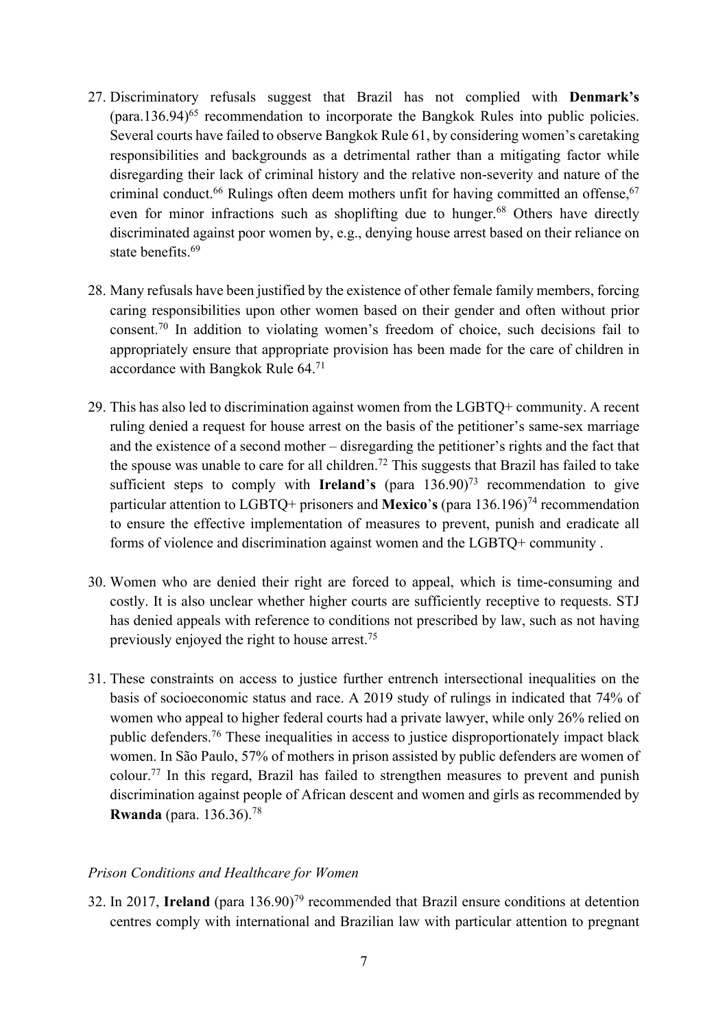27. Discriminatory refusals suggest that Brazil has not complied with **Denmark's** (para.136.94)[65] recommendation to incorporate the Bangkok Rules into public policies. Several courts have failed to observe Bangkok Rule 61, by considering women's caretaking responsibilities and backgrounds as a detrimental rather than a mitigating factor while disregarding their lack of criminal history and the relative non-severity and nature of the criminal conduct.[66] Rulings often deem mothers unfit for having committed an offense,[67] even for minor infractions such as shoplifting due to hunger.[68] Others have directly discriminated against poor women by, e.g., denying house arrest based on their reliance on state benefits.[69]

28. Many refusals have been justified by the existence of other female family members, forcing caring responsibilities upon other women based on their gender and often without prior consent.[70] In addition to violating women's freedom of choice, such decisions fail to appropriately ensure that appropriate provision has been made for the care of children in accordance with Bangkok Rule 64.[71]

29. This has also led to discrimination against women from the LGBTQ+ community. A recent ruling denied a request for house arrest on the basis of the petitioner's same-sex marriage and the existence of a second mother – disregarding the petitioner's rights and the fact that the spouse was unable to care for all children.[72] This suggests that Brazil has failed to take sufficient steps to comply with **Ireland's** (para 136.90)[73] recommendation to give particular attention to LGBTQ+ prisoners and **Mexico's** (para 136.196)[74] recommendation to ensure the effective implementation of measures to prevent, punish and eradicate all forms of violence and discrimination against women and the LGBTQ+ community .

30. Women who are denied their right are forced to appeal, which is time-consuming and costly. It is also unclear whether higher courts are sufficiently receptive to requests. STJ has denied appeals with reference to conditions not prescribed by law, such as not having previously enjoyed the right to house arrest.[75]

31. These constraints on access to justice further entrench intersectional inequalities on the basis of socioeconomic status and race. A 2019 study of rulings in indicated that 74% of women who appeal to higher federal courts had a private lawyer, while only 26% relied on public defenders.[76] These inequalities in access to justice disproportionately impact black women. In São Paulo, 57% of mothers in prison assisted by public defenders are women of colour.[77] In this regard, Brazil has failed to strengthen measures to prevent and punish discrimination against people of African descent and women and girls as recommended by **Rwanda** (para. 136.36).[78]

*Prison Conditions and Healthcare for Women*

32. In 2017, **Ireland** (para 136.90)[79] recommended that Brazil ensure conditions at detention centres comply with international and Brazilian law with particular attention to pregnant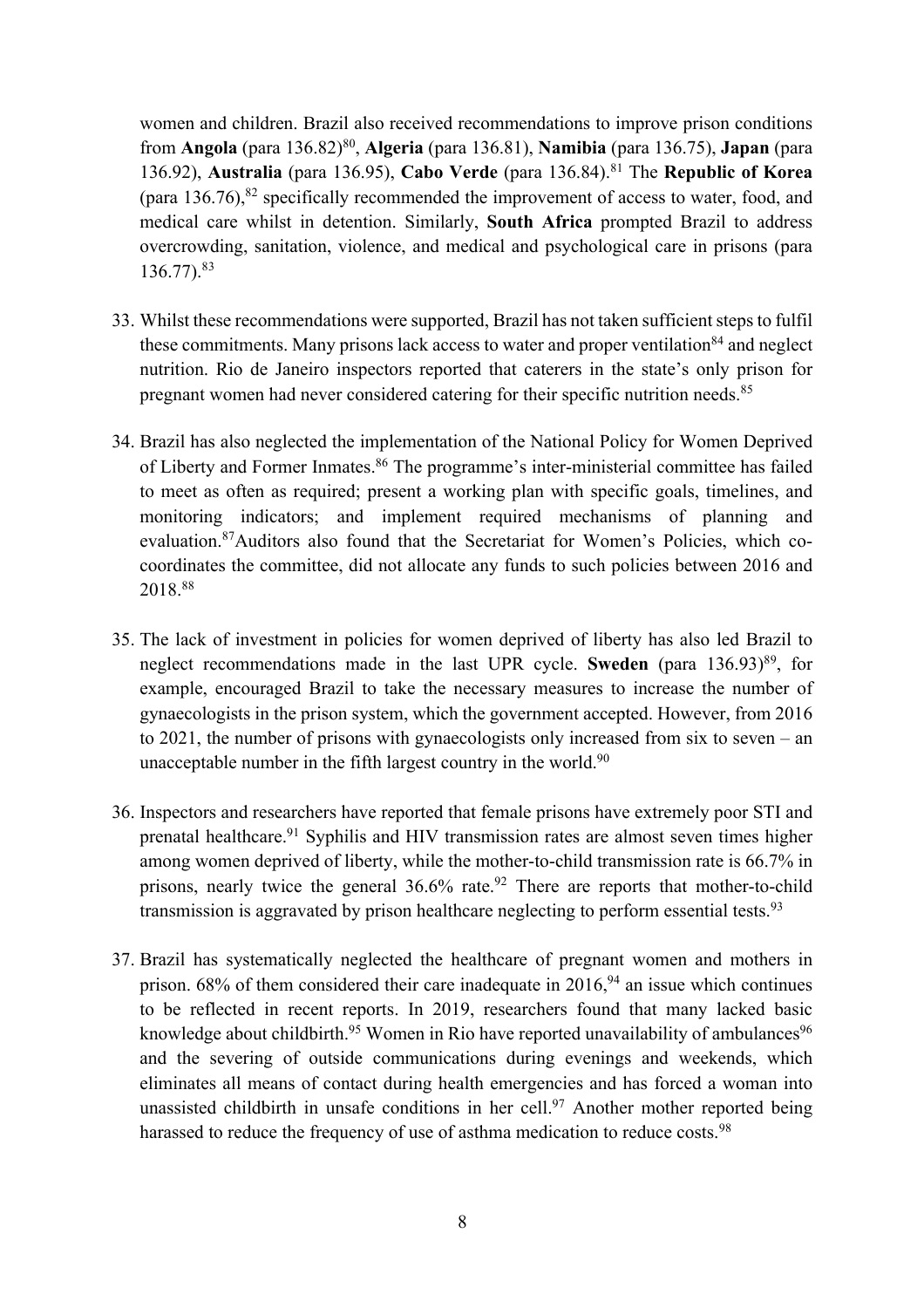women and children. Brazil also received recommendations to improve prison conditions from **Angola** (para 136.82)[80], **Algeria** (para 136.81), **Namibia** (para 136.75), **Japan** (para 136.92), **Australia** (para 136.95), **Cabo Verde** (para 136.84).[81] The **Republic of Korea** (para 136.76),[82] specifically recommended the improvement of access to water, food, and medical care whilst in detention. Similarly, **South Africa** prompted Brazil to address overcrowding, sanitation, violence, and medical and psychological care in prisons (para 136.77).[83]

33. Whilst these recommendations were supported, Brazil has not taken sufficient steps to fulfil these commitments. Many prisons lack access to water and proper ventilation[84] and neglect nutrition. Rio de Janeiro inspectors reported that caterers in the state's only prison for pregnant women had never considered catering for their specific nutrition needs.[85]

34. Brazil has also neglected the implementation of the National Policy for Women Deprived of Liberty and Former Inmates.[86] The programme's inter-ministerial committee has failed to meet as often as required; present a working plan with specific goals, timelines, and monitoring indicators; and implement required mechanisms of planning and evaluation.[87]Auditors also found that the Secretariat for Women's Policies, which co-coordinates the committee, did not allocate any funds to such policies between 2016 and 2018.[88]

35. The lack of investment in policies for women deprived of liberty has also led Brazil to neglect recommendations made in the last UPR cycle. **Sweden** (para 136.93)[89], for example, encouraged Brazil to take the necessary measures to increase the number of gynaecologists in the prison system, which the government accepted. However, from 2016 to 2021, the number of prisons with gynaecologists only increased from six to seven – an unacceptable number in the fifth largest country in the world.[90]

36. Inspectors and researchers have reported that female prisons have extremely poor STI and prenatal healthcare.[91] Syphilis and HIV transmission rates are almost seven times higher among women deprived of liberty, while the mother-to-child transmission rate is 66.7% in prisons, nearly twice the general 36.6% rate.[92] There are reports that mother-to-child transmission is aggravated by prison healthcare neglecting to perform essential tests.[93]

37. Brazil has systematically neglected the healthcare of pregnant women and mothers in prison. 68% of them considered their care inadequate in 2016,[94] an issue which continues to be reflected in recent reports. In 2019, researchers found that many lacked basic knowledge about childbirth.[95] Women in Rio have reported unavailability of ambulances[96] and the severing of outside communications during evenings and weekends, which eliminates all means of contact during health emergencies and has forced a woman into unassisted childbirth in unsafe conditions in her cell.[97] Another mother reported being harassed to reduce the frequency of use of asthma medication to reduce costs.[98]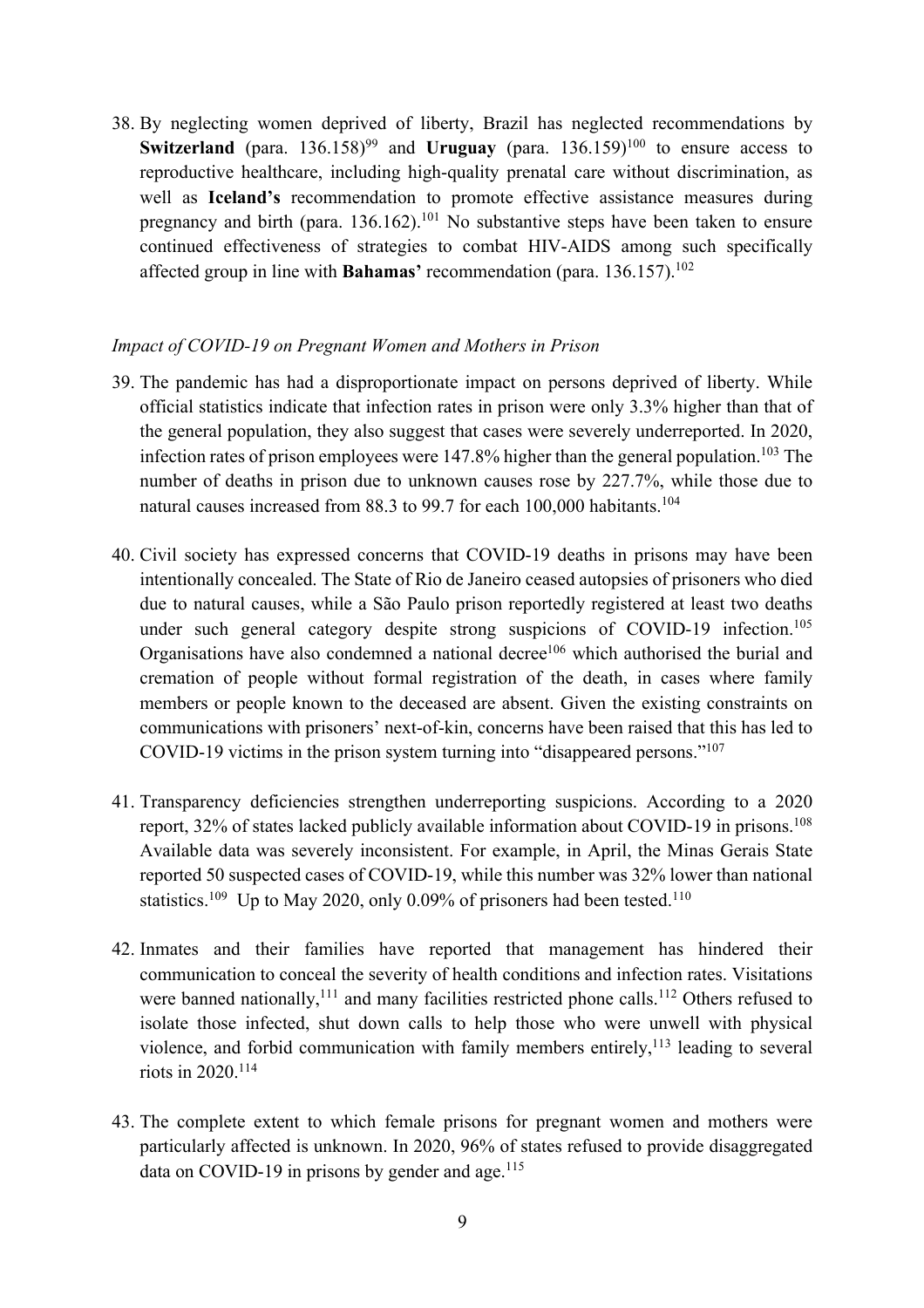38. By neglecting women deprived of liberty, Brazil has neglected recommendations by **Switzerland** (para. 136.158)[99] and **Uruguay** (para. 136.159)[100] to ensure access to reproductive healthcare, including high-quality prenatal care without discrimination, as well as **Iceland's** recommendation to promote effective assistance measures during pregnancy and birth (para. 136.162).[101] No substantive steps have been taken to ensure continued effectiveness of strategies to combat HIV-AIDS among such specifically affected group in line with **Bahamas'** recommendation (para. 136.157).[102]

*Impact of COVID-19 on Pregnant Women and Mothers in Prison*

39. The pandemic has had a disproportionate impact on persons deprived of liberty. While official statistics indicate that infection rates in prison were only 3.3% higher than that of the general population, they also suggest that cases were severely underreported. In 2020, infection rates of prison employees were 147.8% higher than the general population.[103] The number of deaths in prison due to unknown causes rose by 227.7%, while those due to natural causes increased from 88.3 to 99.7 for each 100,000 habitants.[104]

40. Civil society has expressed concerns that COVID-19 deaths in prisons may have been intentionally concealed. The State of Rio de Janeiro ceased autopsies of prisoners who died due to natural causes, while a São Paulo prison reportedly registered at least two deaths under such general category despite strong suspicions of COVID-19 infection.[105] Organisations have also condemned a national decree[106] which authorised the burial and cremation of people without formal registration of the death, in cases where family members or people known to the deceased are absent. Given the existing constraints on communications with prisoners' next-of-kin, concerns have been raised that this has led to COVID-19 victims in the prison system turning into "disappeared persons."[107]

41. Transparency deficiencies strengthen underreporting suspicions. According to a 2020 report, 32% of states lacked publicly available information about COVID-19 in prisons.[108] Available data was severely inconsistent. For example, in April, the Minas Gerais State reported 50 suspected cases of COVID-19, while this number was 32% lower than national statistics.[109] Up to May 2020, only 0.09% of prisoners had been tested.[110]

42. Inmates and their families have reported that management has hindered their communication to conceal the severity of health conditions and infection rates. Visitations were banned nationally,[111] and many facilities restricted phone calls.[112] Others refused to isolate those infected, shut down calls to help those who were unwell with physical violence, and forbid communication with family members entirely,[113] leading to several riots in 2020.[114]

43. The complete extent to which female prisons for pregnant women and mothers were particularly affected is unknown. In 2020, 96% of states refused to provide disaggregated data on COVID-19 in prisons by gender and age.[115]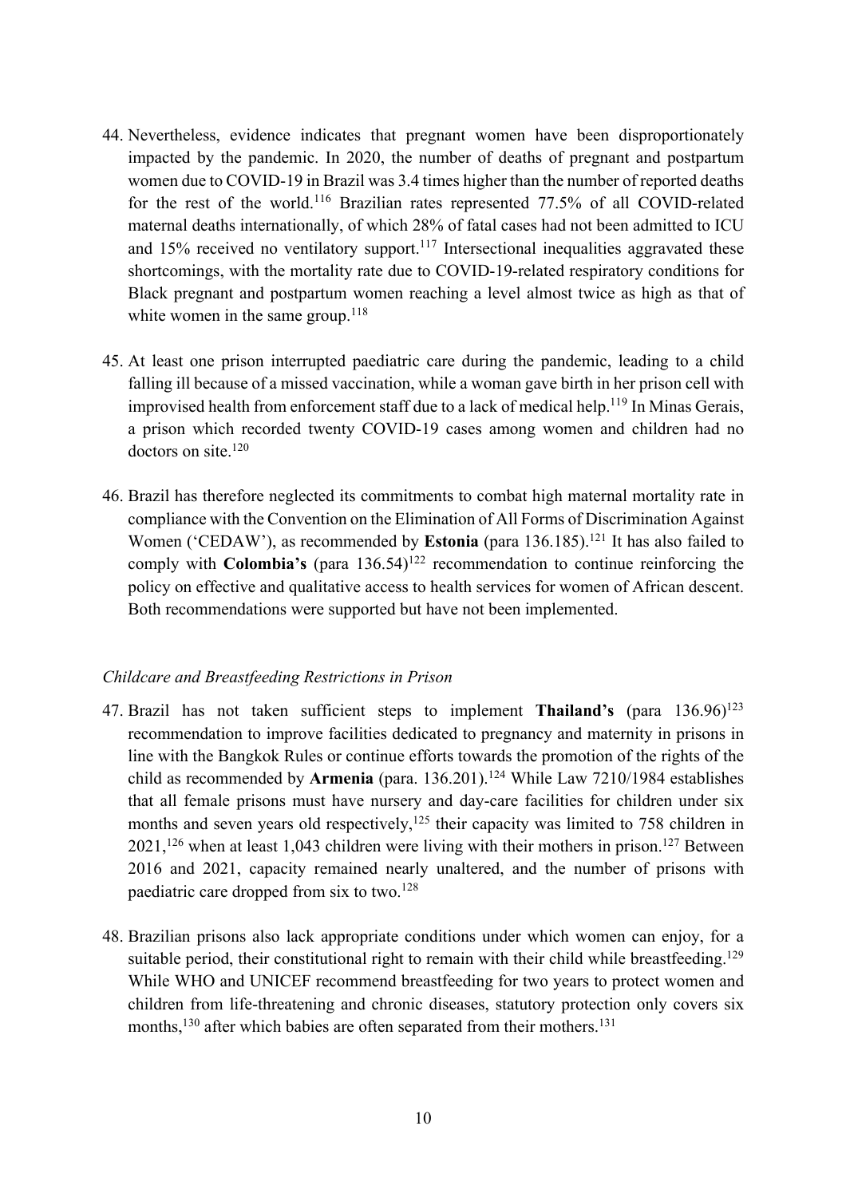44. Nevertheless, evidence indicates that pregnant women have been disproportionately impacted by the pandemic. In 2020, the number of deaths of pregnant and postpartum women due to COVID-19 in Brazil was 3.4 times higher than the number of reported deaths for the rest of the world.[116] Brazilian rates represented 77.5% of all COVID-related maternal deaths internationally, of which 28% of fatal cases had not been admitted to ICU and 15% received no ventilatory support.[117] Intersectional inequalities aggravated these shortcomings, with the mortality rate due to COVID-19-related respiratory conditions for Black pregnant and postpartum women reaching a level almost twice as high as that of white women in the same group.[118]

45. At least one prison interrupted paediatric care during the pandemic, leading to a child falling ill because of a missed vaccination, while a woman gave birth in her prison cell with improvised health from enforcement staff due to a lack of medical help.[119] In Minas Gerais, a prison which recorded twenty COVID-19 cases among women and children had no doctors on site.[120]

46. Brazil has therefore neglected its commitments to combat high maternal mortality rate in compliance with the Convention on the Elimination of All Forms of Discrimination Against Women ('CEDAW'), as recommended by **Estonia** (para 136.185).[121] It has also failed to comply with **Colombia's** (para 136.54)[122] recommendation to continue reinforcing the policy on effective and qualitative access to health services for women of African descent. Both recommendations were supported but have not been implemented.

*Childcare and Breastfeeding Restrictions in Prison*

47. Brazil has not taken sufficient steps to implement **Thailand's** (para 136.96)[123] recommendation to improve facilities dedicated to pregnancy and maternity in prisons in line with the Bangkok Rules or continue efforts towards the promotion of the rights of the child as recommended by **Armenia** (para. 136.201).[124] While Law 7210/1984 establishes that all female prisons must have nursery and day-care facilities for children under six months and seven years old respectively,[125] their capacity was limited to 758 children in 2021,[126] when at least 1,043 children were living with their mothers in prison.[127] Between 2016 and 2021, capacity remained nearly unaltered, and the number of prisons with paediatric care dropped from six to two.[128]

48. Brazilian prisons also lack appropriate conditions under which women can enjoy, for a suitable period, their constitutional right to remain with their child while breastfeeding.[129] While WHO and UNICEF recommend breastfeeding for two years to protect women and children from life-threatening and chronic diseases, statutory protection only covers six months,[130] after which babies are often separated from their mothers.[131]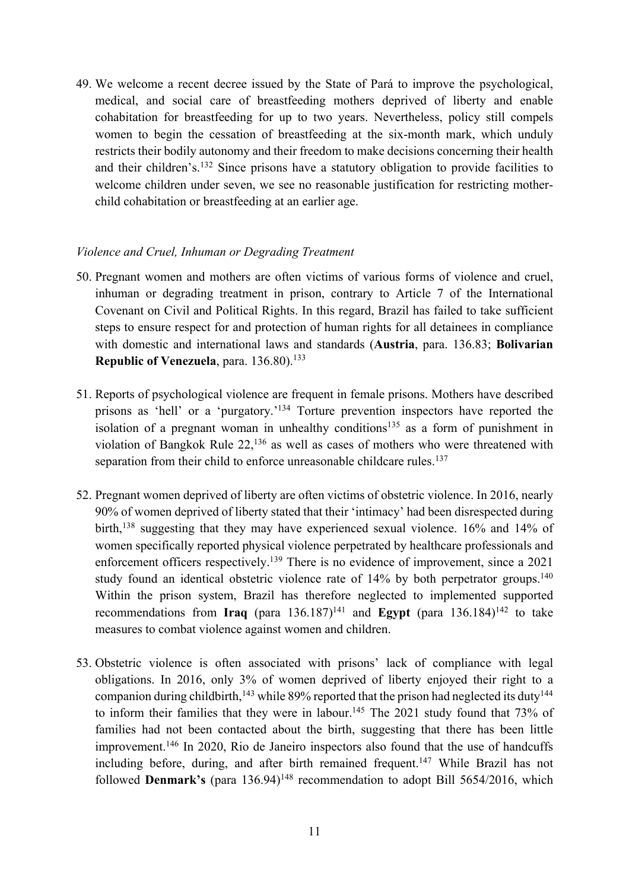49. We welcome a recent decree issued by the State of Pará to improve the psychological, medical, and social care of breastfeeding mothers deprived of liberty and enable cohabitation for breastfeeding for up to two years. Nevertheless, policy still compels women to begin the cessation of breastfeeding at the six-month mark, which unduly restricts their bodily autonomy and their freedom to make decisions concerning their health and their children's.[132] Since prisons have a statutory obligation to provide facilities to welcome children under seven, we see no reasonable justification for restricting mother-child cohabitation or breastfeeding at an earlier age.

*Violence and Cruel, Inhuman or Degrading Treatment*

50. Pregnant women and mothers are often victims of various forms of violence and cruel, inhuman or degrading treatment in prison, contrary to Article 7 of the International Covenant on Civil and Political Rights. In this regard, Brazil has failed to take sufficient steps to ensure respect for and protection of human rights for all detainees in compliance with domestic and international laws and standards (**Austria**, para. 136.83; **Bolivarian Republic of Venezuela**, para. 136.80).[133]

51. Reports of psychological violence are frequent in female prisons. Mothers have described prisons as 'hell' or a 'purgatory.'[134] Torture prevention inspectors have reported the isolation of a pregnant woman in unhealthy conditions[135] as a form of punishment in violation of Bangkok Rule 22,[136] as well as cases of mothers who were threatened with separation from their child to enforce unreasonable childcare rules.[137]

52. Pregnant women deprived of liberty are often victims of obstetric violence. In 2016, nearly 90% of women deprived of liberty stated that their 'intimacy' had been disrespected during birth,[138] suggesting that they may have experienced sexual violence. 16% and 14% of women specifically reported physical violence perpetrated by healthcare professionals and enforcement officers respectively.[139] There is no evidence of improvement, since a 2021 study found an identical obstetric violence rate of 14% by both perpetrator groups.[140] Within the prison system, Brazil has therefore neglected to implemented supported recommendations from **Iraq** (para 136.187)[141] and **Egypt** (para 136.184)[142] to take measures to combat violence against women and children.

53. Obstetric violence is often associated with prisons' lack of compliance with legal obligations. In 2016, only 3% of women deprived of liberty enjoyed their right to a companion during childbirth,[143] while 89% reported that the prison had neglected its duty[144] to inform their families that they were in labour.[145] The 2021 study found that 73% of families had not been contacted about the birth, suggesting that there has been little improvement.[146] In 2020, Rio de Janeiro inspectors also found that the use of handcuffs including before, during, and after birth remained frequent.[147] While Brazil has not followed **Denmark's** (para 136.94)[148] recommendation to adopt Bill 5654/2016, which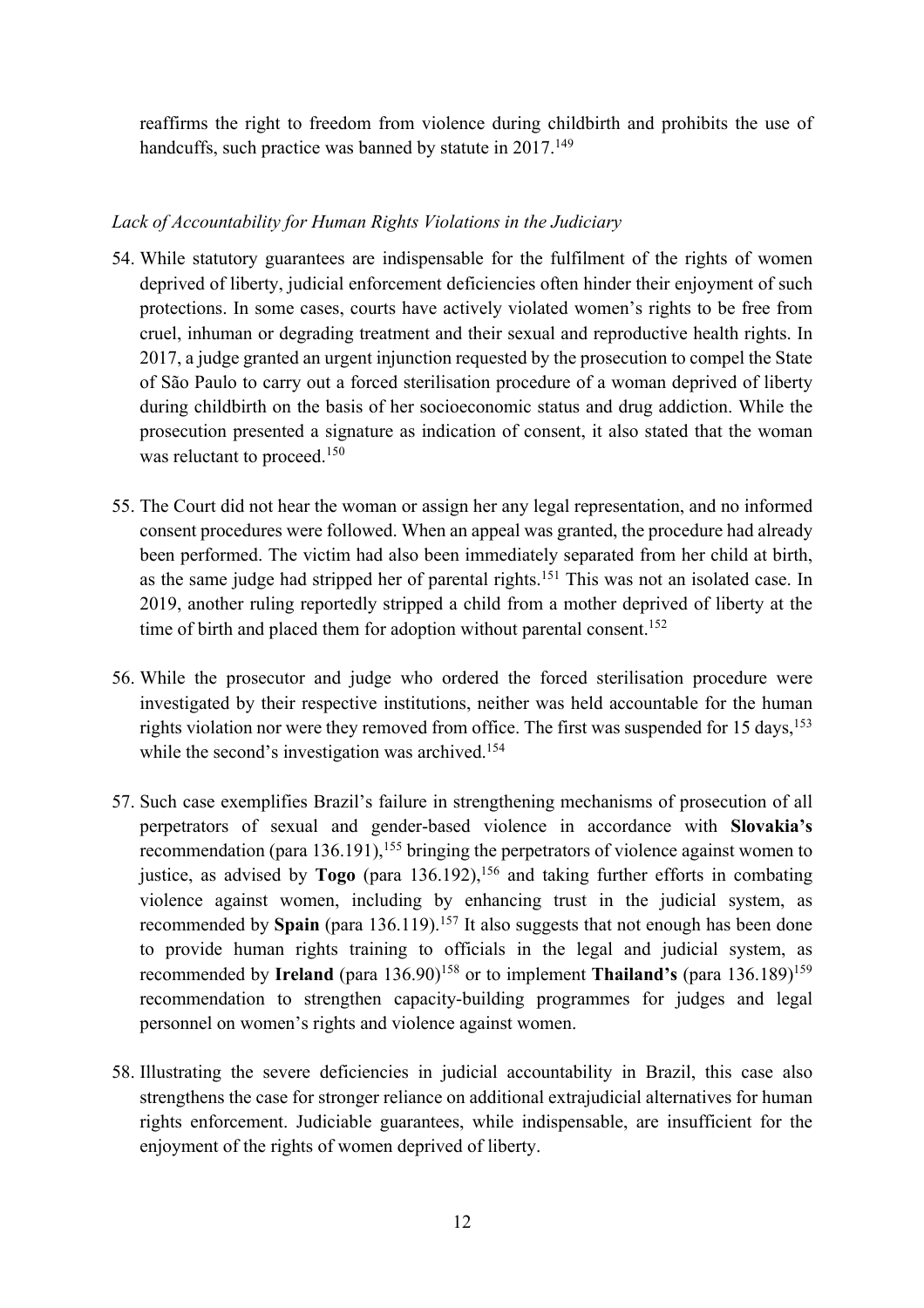reaffirms the right to freedom from violence during childbirth and prohibits the use of handcuffs, such practice was banned by statute in 2017.[149]

*Lack of Accountability for Human Rights Violations in the Judiciary*

54. While statutory guarantees are indispensable for the fulfilment of the rights of women deprived of liberty, judicial enforcement deficiencies often hinder their enjoyment of such protections. In some cases, courts have actively violated women's rights to be free from cruel, inhuman or degrading treatment and their sexual and reproductive health rights. In 2017, a judge granted an urgent injunction requested by the prosecution to compel the State of São Paulo to carry out a forced sterilisation procedure of a woman deprived of liberty during childbirth on the basis of her socioeconomic status and drug addiction. While the prosecution presented a signature as indication of consent, it also stated that the woman was reluctant to proceed.[150]

55. The Court did not hear the woman or assign her any legal representation, and no informed consent procedures were followed. When an appeal was granted, the procedure had already been performed. The victim had also been immediately separated from her child at birth, as the same judge had stripped her of parental rights.[151] This was not an isolated case. In 2019, another ruling reportedly stripped a child from a mother deprived of liberty at the time of birth and placed them for adoption without parental consent.[152]

56. While the prosecutor and judge who ordered the forced sterilisation procedure were investigated by their respective institutions, neither was held accountable for the human rights violation nor were they removed from office. The first was suspended for 15 days,[153] while the second's investigation was archived.[154]

57. Such case exemplifies Brazil's failure in strengthening mechanisms of prosecution of all perpetrators of sexual and gender-based violence in accordance with **Slovakia's** recommendation (para 136.191),[155] bringing the perpetrators of violence against women to justice, as advised by **Togo** (para 136.192),[156] and taking further efforts in combating violence against women, including by enhancing trust in the judicial system, as recommended by **Spain** (para 136.119).[157] It also suggests that not enough has been done to provide human rights training to officials in the legal and judicial system, as recommended by **Ireland** (para 136.90)[158] or to implement **Thailand's** (para 136.189)[159] recommendation to strengthen capacity-building programmes for judges and legal personnel on women's rights and violence against women.

58. Illustrating the severe deficiencies in judicial accountability in Brazil, this case also strengthens the case for stronger reliance on additional extrajudicial alternatives for human rights enforcement. Judiciable guarantees, while indispensable, are insufficient for the enjoyment of the rights of women deprived of liberty.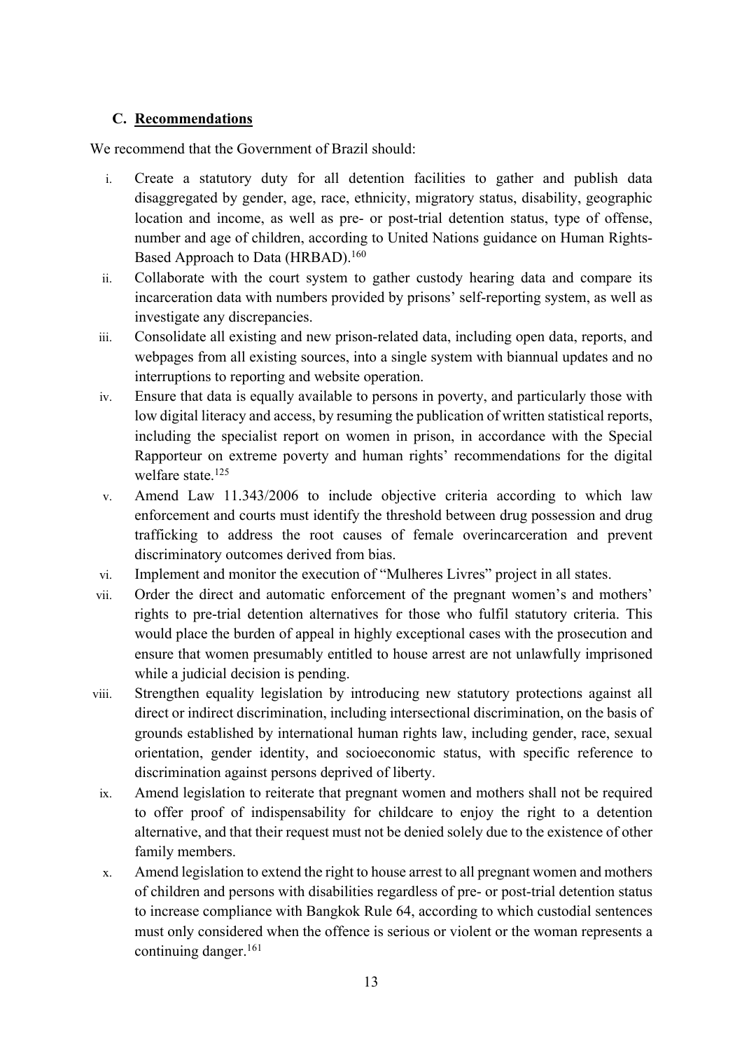### C. Recommendations

We recommend that the Government of Brazil should:

i. Create a statutory duty for all detention facilities to gather and publish data disaggregated by gender, age, race, ethnicity, migratory status, disability, geographic location and income, as well as pre- or post-trial detention status, type of offense, number and age of children, according to United Nations guidance on Human Rights-Based Approach to Data (HRBAD).[160]

ii. Collaborate with the court system to gather custody hearing data and compare its incarceration data with numbers provided by prisons' self-reporting system, as well as investigate any discrepancies.

iii. Consolidate all existing and new prison-related data, including open data, reports, and webpages from all existing sources, into a single system with biannual updates and no interruptions to reporting and website operation.

iv. Ensure that data is equally available to persons in poverty, and particularly those with low digital literacy and access, by resuming the publication of written statistical reports, including the specialist report on women in prison, in accordance with the Special Rapporteur on extreme poverty and human rights' recommendations for the digital welfare state.[125]

v. Amend Law 11.343/2006 to include objective criteria according to which law enforcement and courts must identify the threshold between drug possession and drug trafficking to address the root causes of female overincarceration and prevent discriminatory outcomes derived from bias.

vi. Implement and monitor the execution of "Mulheres Livres" project in all states.

vii. Order the direct and automatic enforcement of the pregnant women's and mothers' rights to pre-trial detention alternatives for those who fulfil statutory criteria. This would place the burden of appeal in highly exceptional cases with the prosecution and ensure that women presumably entitled to house arrest are not unlawfully imprisoned while a judicial decision is pending.

viii. Strengthen equality legislation by introducing new statutory protections against all direct or indirect discrimination, including intersectional discrimination, on the basis of grounds established by international human rights law, including gender, race, sexual orientation, gender identity, and socioeconomic status, with specific reference to discrimination against persons deprived of liberty.

ix. Amend legislation to reiterate that pregnant women and mothers shall not be required to offer proof of indispensability for childcare to enjoy the right to a detention alternative, and that their request must not be denied solely due to the existence of other family members.

x. Amend legislation to extend the right to house arrest to all pregnant women and mothers of children and persons with disabilities regardless of pre- or post-trial detention status to increase compliance with Bangkok Rule 64, according to which custodial sentences must only considered when the offence is serious or violent or the woman represents a continuing danger.[161]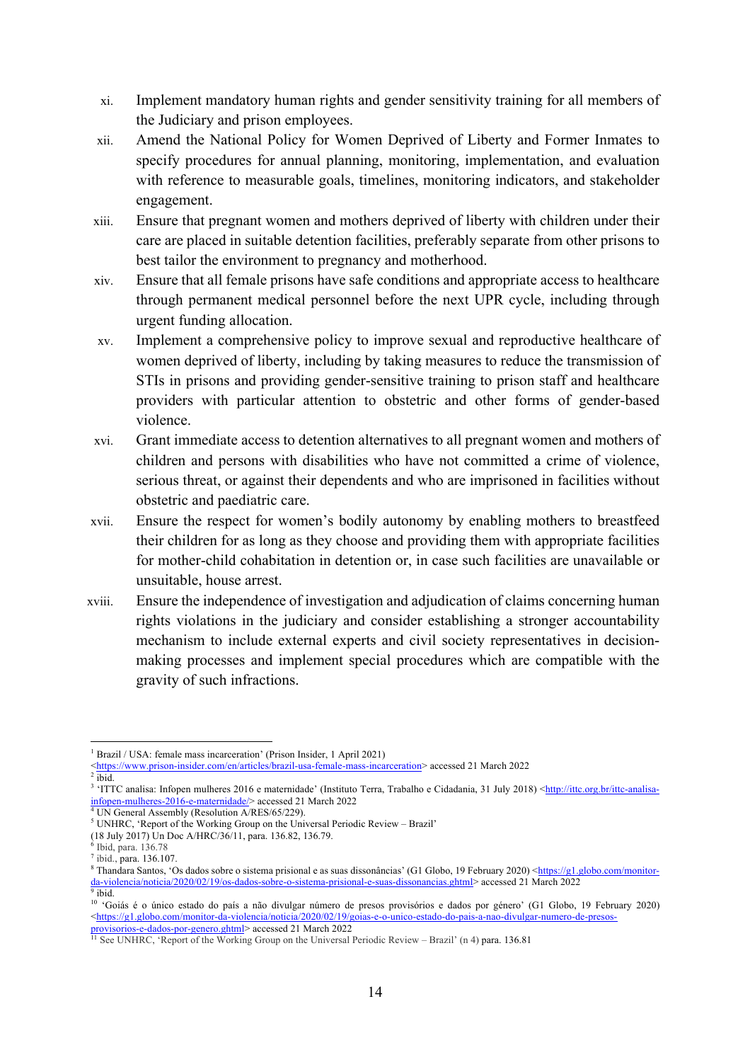xi. Implement mandatory human rights and gender sensitivity training for all members of the Judiciary and prison employees.

xii. Amend the National Policy for Women Deprived of Liberty and Former Inmates to specify procedures for annual planning, monitoring, implementation, and evaluation with reference to measurable goals, timelines, monitoring indicators, and stakeholder engagement.

xiii. Ensure that pregnant women and mothers deprived of liberty with children under their care are placed in suitable detention facilities, preferably separate from other prisons to best tailor the environment to pregnancy and motherhood.

xiv. Ensure that all female prisons have safe conditions and appropriate access to healthcare through permanent medical personnel before the next UPR cycle, including through urgent funding allocation.

xv. Implement a comprehensive policy to improve sexual and reproductive healthcare of women deprived of liberty, including by taking measures to reduce the transmission of STIs in prisons and providing gender-sensitive training to prison staff and healthcare providers with particular attention to obstetric and other forms of gender-based violence.

xvi. Grant immediate access to detention alternatives to all pregnant women and mothers of children and persons with disabilities who have not committed a crime of violence, serious threat, or against their dependents and who are imprisoned in facilities without obstetric and paediatric care.

xvii. Ensure the respect for women's bodily autonomy by enabling mothers to breastfeed their children for as long as they choose and providing them with appropriate facilities for mother-child cohabitation in detention or, in case such facilities are unavailable or unsuitable, house arrest.

xviii. Ensure the independence of investigation and adjudication of claims concerning human rights violations in the judiciary and consider establishing a stronger accountability mechanism to include external experts and civil society representatives in decision-making processes and implement special procedures which are compatible with the gravity of such infractions.

---

[1] Brazil / USA: female mass incarceration' (Prison Insider, 1 April 2021) <https://www.prison-insider.com/en/articles/brazil-usa-female-mass-incarceration> accessed 21 March 2022

[2] ibid.

[3] 'ITTC analisa: Infopen mulheres 2016 e maternidade' (Instituto Terra, Trabalho e Cidadania, 31 July 2018) <http://ittc.org.br/ittc-analisa-infopen-mulheres-2016-e-maternidade/> accessed 21 March 2022

[4] UN General Assembly (Resolution A/RES/65/229).

[5] UNHRC, 'Report of the Working Group on the Universal Periodic Review – Brazil' (18 July 2017) Un Doc A/HRC/36/11, para. 136.82, 136.79.

[6] Ibid, para. 136.78

[7] ibid., para. 136.107.

[8] Thandara Santos, 'Os dados sobre o sistema prisional e as suas dissonâncias' (G1 Globo, 19 February 2020) <https://g1.globo.com/monitor-da-violencia/noticia/2020/02/19/os-dados-sobre-o-sistema-prisional-e-suas-dissonancias.ghtml> accessed 21 March 2022

[9] ibid.

[10] 'Goiás é o único estado do país a não divulgar número de presos provisórios e dados por gênero' (G1 Globo, 19 February 2020) <https://g1.globo.com/monitor-da-violencia/noticia/2020/02/19/goias-e-o-unico-estado-do-pais-a-nao-divulgar-numero-de-presos-provisorios-e-dados-por-genero.ghtml> accessed 21 March 2022

[11] See UNHRC, 'Report of the Working Group on the Universal Periodic Review – Brazil' (n 4) para. 136.81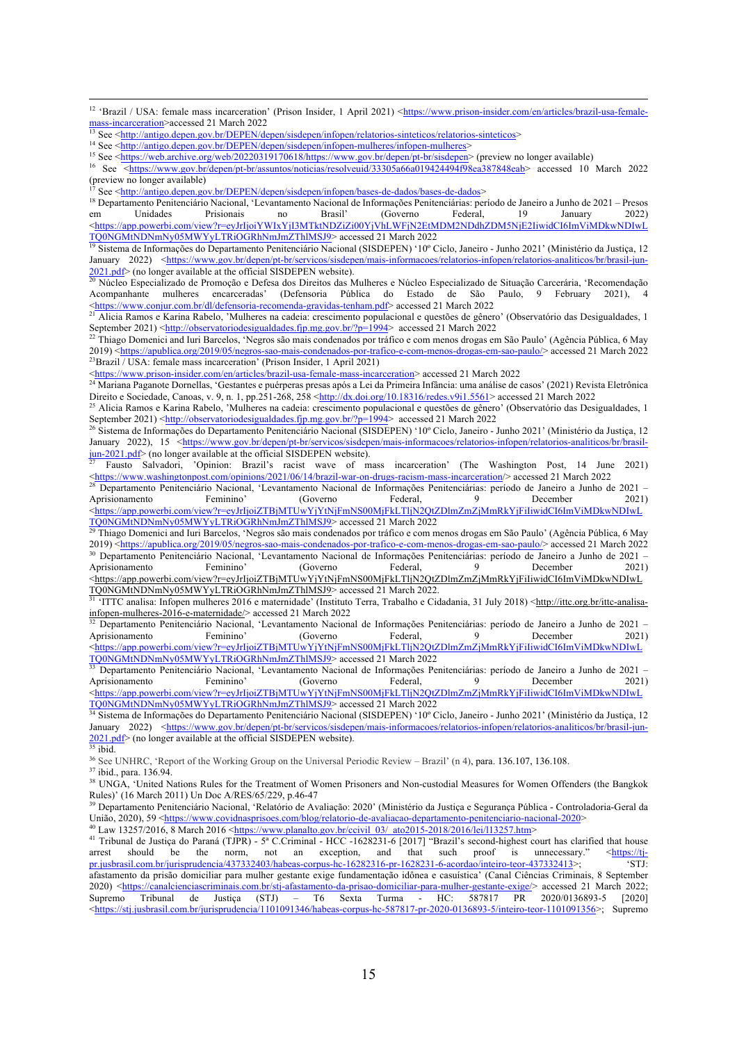[12] 'Brazil / USA: female mass incarceration' (Prison Insider, 1 April 2021) <https://www.prison-insider.com/en/articles/brazil-usa-female-mass-incarceration>accessed 21 March 2022

[13] See <http://antigo.depen.gov.br/DEPEN/depen/sisdepen/infopen/relatorios-sinteticos/relatorios-sinteticos>

[14] See <http://antigo.depen.gov.br/DEPEN/depen/sisdepen/infopen-mulheres/infopen-mulheres>

[15] See <https://web.archive.org/web/20220319170618/https://www.gov.br/depen/pt-br/sisdepen> (preview no longer available)

[16] See <https://www.gov.br/depen/pt-br/assuntos/noticias/resolveuid/33305a66a019424494f98ea387848eab> accessed 10 March 2022 (preview no longer available)

[17] See <http://antigo.depen.gov.br/DEPEN/depen/sisdepen/infopen/bases-de-dados/bases-de-dados>

[18] Departamento Penitenciário Nacional, 'Levantamento Nacional de Informações Penitenciárias: período de Janeiro a Junho de 2021 – Presos em Unidades Prisionais no Brasil' (Governo Federal, 19 January 2022) <https://app.powerbi.com/view?r=eyJrIjoiYWIxYjI3MTktNDZiZi00YjVhLWFjN2EtMDM2NDdhZDM5NjE2IiwidCI6ImViMDkwNDIwLTQ0NGMtNDNmNy05MWYyLTRiOGRhNmJmZThlMSJ9> accessed 21 March 2022

[19] Sistema de Informações do Departamento Penitenciário Nacional (SISDEPEN) '10º Ciclo, Janeiro - Junho 2021' (Ministério da Justiça, 12 January 2022) <https://www.gov.br/depen/pt-br/servicos/sisdepen/mais-informacoes/relatorios-infopen/relatorios-analiticos/br/brasil-jun-2021.pdf> (no longer available at the official SISDEPEN website).

[20] Núcleo Especializado de Promoção e Defesa dos Direitos das Mulheres e Núcleo Especializado de Situação Carcerária, 'Recomendação Acompanhante mulheres encarceradas' (Defensoria Pública do Estado de São Paulo, 9 February 2021), 4 <https://www.conjur.com.br/dl/defensoria-recomenda-gravidas-tenham.pdf> accessed 21 March 2022

[21] Alicia Ramos e Karina Rabelo, 'Mulheres na cadeia: crescimento populacional e questões de gênero' (Observatório das Desigualdades, 1 September 2021) <http://observatoriodesigualdades.fjp.mg.gov.br/?p=1994> accessed 21 March 2022

[22] Thiago Domenici and Iuri Barcelos, 'Negros são mais condenados por tráfico e com menos drogas em São Paulo' (Agência Pública, 6 May 2019) <https://apublica.org/2019/05/negros-sao-mais-condenados-por-trafico-e-com-menos-drogas-em-sao-paulo/> accessed 21 March 2022

[23] Brazil / USA: female mass incarceration' (Prison Insider, 1 April 2021) <https://www.prison-insider.com/en/articles/brazil-usa-female-mass-incarceration> accessed 21 March 2022

[24] Mariana Paganote Dornellas, 'Gestantes e puérperas presas após a Lei da Primeira Infância: uma análise de casos' (2021) Revista Eletrônica Direito e Sociedade, Canoas, v. 9, n. 1, pp.251-268, 258 <http://dx.doi.org/10.18316/redes.v9i1.5561> accessed 21 March 2022

[25] Alicia Ramos e Karina Rabelo, 'Mulheres na cadeia: crescimento populacional e questões de gênero' (Observatório das Desigualdades, 1 September 2021) <http://observatoriodesigualdades.fjp.mg.gov.br/?p=1994> accessed 21 March 2022

[26] Sistema de Informações do Departamento Penitenciário Nacional (SISDEPEN) '10º Ciclo, Janeiro - Junho 2021' (Ministério da Justiça, 12 January 2022), 15 <https://www.gov.br/depen/pt-br/servicos/sisdepen/mais-informacoes/relatorios-infopen/relatorios-analiticos/br/brasil-jun-2021.pdf> (no longer available at the official SISDEPEN website).

[27] Fausto Salvadori, 'Opinion: Brazil's racist wave of mass incarceration' (The Washington Post, 14 June 2021) <https://www.washingtonpost.com/opinions/2021/06/14/brazil-war-on-drugs-racism-mass-incarceration/> accessed 21 March 2022

[28] Departamento Penitenciário Nacional, 'Levantamento Nacional de Informações Penitenciárias: período de Janeiro a Junho de 2021 – Aprisionamento Feminino' (Governo Federal, 9 December 2021) <https://app.powerbi.com/view?r=eyJrIjoiZTBjMTUwYjYtNjFmNS00MjFkLTljN2QtZDlmZmZjMmRkYjFiIiwidCI6ImViMDkwNDIwLTQ0NGMtNDNmNy05MWYyLTRiOGRhNmJmZThlMSJ9> accessed 21 March 2022

[29] Thiago Domenici and Iuri Barcelos, 'Negros são mais condenados por tráfico e com menos drogas em São Paulo' (Agência Pública, 6 May 2019) <https://apublica.org/2019/05/negros-sao-mais-condenados-por-trafico-e-com-menos-drogas-em-sao-paulo/> accessed 21 March 2022

[30] Departamento Penitenciário Nacional, 'Levantamento Nacional de Informações Penitenciárias: período de Janeiro a Junho de 2021 – Aprisionamento Feminino' (Governo Federal, 9 December 2021) <https://app.powerbi.com/view?r=eyJrIjoiZTBjMTUwYjYtNjFmNS00MjFkLTljN2QtZDlmZmZjMmRkYjFiIiwidCI6ImViMDkwNDIwLTQ0NGMtNDNmNy05MWYyLTRiOGRhNmJmZThlMSJ9> accessed 21 March 2022.

[31] 'ITTC analisa: Infopen mulheres 2016 e maternidade' (Instituto Terra, Trabalho e Cidadania, 31 July 2018) <http://ittc.org.br/ittc-analisa-infopen-mulheres-2016-e-maternidade/> accessed 21 March 2022

[32] Departamento Penitenciário Nacional, 'Levantamento Nacional de Informações Penitenciárias: período de Janeiro a Junho de 2021 – Aprisionamento Feminino' (Governo Federal, 9 December 2021) <https://app.powerbi.com/view?r=eyJrIjoiZTBjMTUwYjYtNjFmNS00MjFkLTljN2QtZDlmZmZjMmRkYjFiIiwidCI6ImViMDkwNDIwLTQ0NGMtNDNmNy05MWYyLTRiOGRhNmJmZThlMSJ9> accessed 21 March 2022

[33] Departamento Penitenciário Nacional, 'Levantamento Nacional de Informações Penitenciárias: período de Janeiro a Junho de 2021 – Aprisionamento Feminino' (Governo Federal, 9 December 2021) <https://app.powerbi.com/view?r=eyJrIjoiZTBjMTUwYjYtNjFmNS00MjFkLTljN2QtZDlmZmZjMmRkYjFiIiwidCI6ImViMDkwNDIwLTQ0NGMtNDNmNy05MWYyLTRiOGRhNmJmZThlMSJ9> accessed 21 March 2022

[34] Sistema de Informações do Departamento Penitenciário Nacional (SISDEPEN) '10º Ciclo, Janeiro - Junho 2021' (Ministério da Justiça, 12 January 2022) <https://www.gov.br/depen/pt-br/servicos/sisdepen/mais-informacoes/relatorios-infopen/relatorios-analiticos/br/brasil-jun-2021.pdf> (no longer available at the official SISDEPEN website).

[35] ibid.

[36] See UNHRC, 'Report of the Working Group on the Universal Periodic Review – Brazil' (n 4), para. 136.107, 136.108.

[37] ibid., para. 136.94.

[38] UNGA, 'United Nations Rules for the Treatment of Women Prisoners and Non-custodial Measures for Women Offenders (the Bangkok Rules)' (16 March 2011) Un Doc A/RES/65/229, p.46-47

[39] Departamento Penitenciário Nacional, 'Relatório de Avaliação: 2020' (Ministério da Justiça e Segurança Pública - Controladoria-Geral da União, 2020), 59 <https://www.covidnasprisoes.com/blog/relatorio-de-avaliacao-departamento-penitenciario-nacional-2020>

[40] Law 13257/2016, 8 March 2016 <https://www.planalto.gov.br/ccivil_03/_ato2015-2018/2016/lei/l13257.htm>

[41] Tribunal de Justiça do Paraná (TJPR) - 5ª C.Criminal - HCC -1628231-6 [2017] "Brazil's second-highest court has clarified that house arrest should be the norm, not an exception, and that such proof is unnecessary." <https://tj-pr.jusbrasil.com.br/jurisprudencia/437332403/habeas-corpus-hc-16282316-pr-1628231-6-acordao/inteiro-teor-437332413>; 'STJ: afastamento da prisão domiciliar para mulher gestante exige fundamentação idônea e casuística' (Canal Ciências Criminais, 8 September 2020) <https://canalcienciascriminais.com.br/stj-afastamento-da-prisao-domiciliar-para-mulher-gestante-exige/> accessed 21 March 2022; Supremo Tribunal de Justiça (STJ) – T6 Sexta Turma - HC: 587817 PR 2020/0136893-5 [2020] <https://stj.jusbrasil.com.br/jurisprudencia/1101091346/habeas-corpus-hc-587817-pr-2020-0136893-5/inteiro-teor-1101091356>; Supremo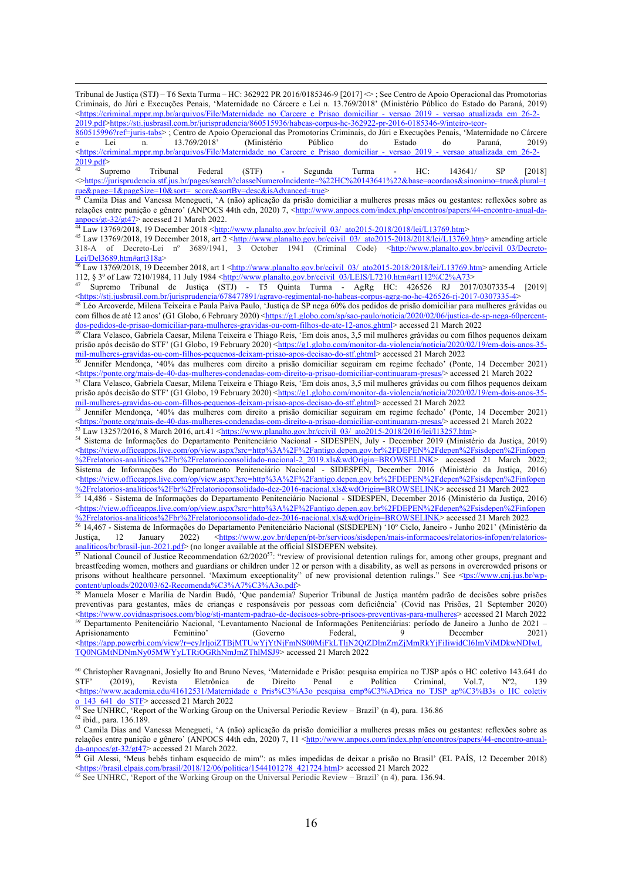Tribunal de Justiça (STJ) – T6 Sexta Turma – HC: 362922 PR 2016/0185346-9 [2017] <> ; See Centro de Apoio Operacional das Promotorias Criminais, do Júri e Execuções Penais, 'Maternidade no Cárcere e Lei n. 13.769/2018' (Ministério Público do Estado do Paraná, 2019) <https://criminal.mppr.mp.br/arquivos/File/Maternidade_no_Carcere_e_Prisao_domiciliar_-_versao_2019_-_versao_atualizada_em_26-2-2019.pdf>https://stj.jusbrasil.com.br/jurisprudencia/860515936/habeas-corpus-hc-362922-pr-2016-0185346-9/inteiro-teor-860515996?ref=juris-tabs> ; Centro de Apoio Operacional das Promotorias Criminais, do Júri e Execuções Penais, 'Maternidade no Cárcere e Lei n. 13.769/2018' (Ministério Público do Estado do Paraná, 2019) <https://criminal.mppr.mp.br/arquivos/File/Maternidade_no_Carcere_e_Prisao_domiciliar_-_versao_2019_-_versao_atualizada_em_26-2-2019.pdf>

[42] Supremo Tribunal Federal (STF) - Segunda Turma - HC: 143641/ SP [2018] <>https://jurisprudencia.stf.jus.br/pages/search?classeNumeroIncidente=%22HC%20143641%22&base=acordaos&sinonimo=true&plural=true&page=1&pageSize=10&sort=_score&sortBy=desc&isAdvanced=true>

[43] Camila Dias and Vanessa Menegueti, 'A (não) aplicação da prisão domiciliar a mulheres presas mães ou gestantes: reflexões sobre as relações entre punição e gênero' (ANPOCS 44th edn, 2020) 7, <http://www.anpocs.com/index.php/encontros/papers/44-encontro-anual-da-anpocs/gt-32/gt47> accessed 21 March 2022.

[44] Law 13769/2018, 19 December 2018 <http://www.planalto.gov.br/ccivil_03/_ato2015-2018/2018/lei/L13769.htm>

[45] Law 13769/2018, 19 December 2018, art 2 <http://www.planalto.gov.br/ccivil_03/_ato2015-2018/2018/lei/L13769.htm> amending article 318-A of Decreto-Lei nº 3689/1941, 3 October 1941 (Criminal Code) <http://www.planalto.gov.br/ccivil_03/Decreto-Lei/Del3689.htm#art318a>

[46] Law 13769/2018, 19 December 2018, art 1 <http://www.planalto.gov.br/ccivil_03/_ato2015-2018/2018/lei/L13769.htm> amending Article 112, § 3º of Law 7210/1984, 11 July 1984 <http://www.planalto.gov.br/ccivil_03/LEIS/L7210.htm#art112%C2%A73>

[47] Supremo Tribunal de Justiça (STJ) - T5 Quinta Turma - AgRg HC: 426526 RJ 2017/0307335-4 [2019] <https://stj.jusbrasil.com.br/jurisprudencia/678477891/agravo-regimental-no-habeas-corpus-agrg-no-hc-426526-rj-2017-0307335-4>

[48] Léo Arcoverde, Milena Teixeira e Paula Paiva Paulo, 'Justiça de SP nega 60% dos pedidos de prisão domiciliar para mulheres grávidas ou com filhos de até 12 anos' (G1 Globo, 6 February 2020) <https://g1.globo.com/sp/sao-paulo/noticia/2020/02/06/justica-de-sp-nega-60percent-dos-pedidos-de-prisao-domiciliar-para-mulheres-gravidas-ou-com-filhos-de-ate-12-anos.ghtml> accessed 21 March 2022

[49] Clara Velasco, Gabriela Caesar, Milena Teixeira e Thiago Reis, 'Em dois anos, 3,5 mil mulheres grávidas ou com filhos pequenos deixam prisão após decisão do STF' (G1 Globo, 19 February 2020) <https://g1.globo.com/monitor-da-violencia/noticia/2020/02/19/em-dois-anos-35-mil-mulheres-gravidas-ou-com-filhos-pequenos-deixam-prisao-apos-decisao-do-stf.ghtml> accessed 21 March 2022

[50] Jennifer Mendonça, '40% das mulheres com direito a prisão domiciliar seguiram em regime fechado' (Ponte, 14 December 2021) <https://ponte.org/mais-de-40-das-mulheres-condenadas-com-direito-a-prisao-domiciliar-continuaram-presas/> accessed 21 March 2022

[51] Clara Velasco, Gabriela Caesar, Milena Teixeira e Thiago Reis, 'Em dois anos, 3,5 mil mulheres grávidas ou com filhos pequenos deixam prisão após decisão do STF' (G1 Globo, 19 February 2020) <https://g1.globo.com/monitor-da-violencia/noticia/2020/02/19/em-dois-anos-35-mil-mulheres-gravidas-ou-com-filhos-pequenos-deixam-prisao-apos-decisao-do-stf.ghtml> accessed 21 March 2022

[52] Jennifer Mendonça, '40% das mulheres com direito a prisão domiciliar seguiram em regime fechado' (Ponte, 14 December 2021) <https://ponte.org/mais-de-40-das-mulheres-condenadas-com-direito-a-prisao-domiciliar-continuaram-presas/> accessed 21 March 2022

[53] Law 13257/2016, 8 March 2016, art.41 <https://www.planalto.gov.br/ccivil_03/_ato2015-2018/2016/lei/l13257.htm>

[54] Sistema de Informações do Departamento Penitenciário Nacional - SIDESPEN, July - December 2019 (Ministério da Justiça, 2019) <https://view.officeapps.live.com/op/view.aspx?src=http%3A%2F%2Fantigo.depen.gov.br%2FDEPEN%2Fdepen%2Fsisdepen%2Finfopen%2Frelatorios-analiticos%2Fbr%2Frelatorioconsolidado-nacional-2_2019.xls&wdOrigin=BROWSELINK> accessed 21 March 2022; Sistema de Informações do Departamento Penitenciário Nacional - SIDESPEN, December 2016 (Ministério da Justiça, 2016) <https://view.officeapps.live.com/op/view.aspx?src=http%3A%2F%2Fantigo.depen.gov.br%2FDEPEN%2Fdepen%2Fsisdepen%2Finfopen%2Frelatorios-analiticos%2Fbr%2Frelatorioconsolidado-dez-2016-nacional.xls&wdOrigin=BROWSELINK> accessed 21 March 2022

[55] 14,486 - Sistema de Informações do Departamento Penitenciário Nacional - SIDESPEN, December 2016 (Ministério da Justiça, 2016) <https://view.officeapps.live.com/op/view.aspx?src=http%3A%2F%2Fantigo.depen.gov.br%2FDEPEN%2Fdepen%2Fsisdepen%2Finfopen%2Frelatorios-analiticos%2Fbr%2Frelatorioconsolidado-dez-2016-nacional.xls&wdOrigin=BROWSELINK> accessed 21 March 2022

[56] 14,467 - Sistema de Informações do Departamento Penitenciário Nacional (SISDEPEN) '10º Ciclo, Janeiro - Junho 2021' (Ministério da Justiça, 12 January 2022) <https://www.gov.br/depen/pt-br/servicos/sisdepen/mais-informacoes/relatorios-infopen/relatorios-analiticos/br/brasil-jun-2021.pdf> (no longer available at the official SISDEPEN website).

[57] National Council of Justice Recommendation 62/2020[57]: "review of provisional detention rulings for, among other groups, pregnant and breastfeeding women, mothers and guardians or children under 12 or person with a disability, as well as persons in overcrowded prisons or prisons without healthcare personnel. 'Maximum exceptionality' of new provisional detention rulings." See <tps://www.cnj.jus.br/wp-content/uploads/2020/03/62-Recomenda%C3%A7%C3%A3o.pdf>

[58] Manuela Moser e Marília de Nardin Budó, 'Que pandemia? Superior Tribunal de Justiça mantém padrão de decisões sobre prisões preventivas para gestantes, mães de crianças e responsáveis por pessoas com deficiência' (Covid nas Prisões, 21 September 2020) <https://www.covidnasprisoes.com/blog/stj-mantem-padrao-de-decisoes-sobre-prisoes-preventivas-para-mulheres> accessed 21 March 2022

[59] Departamento Penitenciário Nacional, 'Levantamento Nacional de Informações Penitenciárias: período de Janeiro a Junho de 2021 – Aprisionamento Feminino' (Governo Federal, 9 December 2021) <https://app.powerbi.com/view?r=eyJrIjoiZTBjMTUwYjYtNjFmNS00MjFkLTljN2QtZDlmZmZjMmRkYjFiIiwidCI6ImViMDkwNDIwLTQ0NGMtNDNmNy05MWYyLTRiOGRhNmJmZThlMSJ9> accessed 21 March 2022

[60] Christopher Ravagnani, Josielly Ito and Bruno Neves, 'Maternidade e Prisão: pesquisa empírica no TJSP após o HC coletivo 143.641 do STF' (2019), Revista de Direito Penal e Política Criminal, Vol.7, Nº2, 139 <https://www.academia.edu/41612531/Maternidade_e_Pris%C3%A3o_pesquisa_emp%C3%ADrica_no_TJSP_ap%C3%B3s_o_HC_coletivo_143_641_do_STF> accessed 21 March 2022

[61] See UNHRC, 'Report of the Working Group on the Universal Periodic Review – Brazil' (n 4), para. 136.86

[62] ibid., para. 136.189.

[63] Camila Dias and Vanessa Menegueti, 'A (não) aplicação da prisão domiciliar a mulheres presas mães ou gestantes: reflexões sobre as relações entre punição e gênero' (ANPOCS 44th edn, 2020) 7, 11 <http://www.anpocs.com/index.php/encontros/papers/44-encontro-anual-da-anpocs/gt-32/gt47> accessed 21 March 2022.

[64] Gil Alessi, 'Meus bebês tinham esquecido de mim": as mães impedidas de deixar a prisão no Brasil' (EL PAÍS, 12 December 2018) <https://brasil.elpais.com/brasil/2018/12/06/politica/1544101278_421724.html> accessed 21 March 2022

[65] See UNHRC, 'Report of the Working Group on the Universal Periodic Review – Brazil' (n 4), para. 136.94.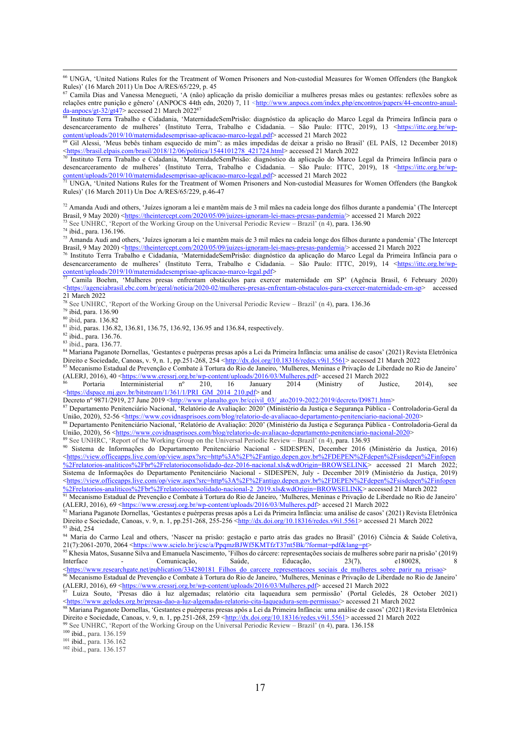[66] UNGA, 'United Nations Rules for the Treatment of Women Prisoners and Non-custodial Measures for Women Offenders (the Bangkok Rules)' (16 March 2011) Un Doc A/RES/65/229, p. 45

[67] Camila Dias and Vanessa Menegueti, 'A (não) aplicação da prisão domiciliar a mulheres presas mães ou gestantes: reflexões sobre as relações entre punição e gênero' (ANPOCS 44th edn, 2020) 7, 11 <http://www.anpocs.com/index.php/encontros/papers/44-encontro-anual-da-anpocs/gt-32/gt47> accessed 21 March 2022[67]

[68] Instituto Terra Trabalho e Cidadania, 'MaternidadeSemPrisão: diagnóstico da aplicação do Marco Legal da Primeira Infância para o desencarceramento de mulheres' (Instituto Terra, Trabalho e Cidadania. – São Paulo: ITTC, 2019), 13 <https://ittc.org.br/wp-content/uploads/2019/10/maternidadesemprisao-aplicacao-marco-legal.pdf> accessed 21 March 2022

[69] Gil Alessi, 'Meus bebês tinham esquecido de mim": as mães impedidas de deixar a prisão no Brasil' (EL PAÍS, 12 December 2018) <https://brasil.elpais.com/brasil/2018/12/06/politica/1544101278_421724.html> accessed 21 March 2022

[70] Instituto Terra Trabalho e Cidadania, 'MaternidadeSemPrisão: diagnóstico da aplicação do Marco Legal da Primeira Infância para o desencarceramento de mulheres' (Instituto Terra, Trabalho e Cidadania. – São Paulo: ITTC, 2019), 18 <https://ittc.org.br/wp-content/uploads/2019/10/maternidadesemprisao-aplicacao-marco-legal.pdf> accessed 21 March 2022

[71] UNGA, 'United Nations Rules for the Treatment of Women Prisoners and Non-custodial Measures for Women Offenders (the Bangkok Rules)' (16 March 2011) Un Doc A/RES/65/229, p.46-47

[72] Amanda Audi and others, 'Juízes ignoram a lei e mantêm mais de 3 mil mães na cadeia longe dos filhos durante a pandemia' (The Intercept Brasil, 9 May 2020) <https://theintercept.com/2020/05/09/juizes-ignoram-lei-maes-presas-pandemia/> accessed 21 March 2022

[73] See UNHRC, 'Report of the Working Group on the Universal Periodic Review – Brazil' (n 4), para. 136.90

[74] ibid., para. 136.196.

[75] Amanda Audi and others, 'Juízes ignoram a lei e mantêm mais de 3 mil mães na cadeia longe dos filhos durante a pandemia' (The Intercept Brasil, 9 May 2020) <https://theintercept.com/2020/05/09/juizes-ignoram-lei-maes-presas-pandemia/> accessed 21 March 2022

[76] Instituto Terra Trabalho e Cidadania, 'MaternidadeSemPrisão: diagnóstico da aplicação do Marco Legal da Primeira Infância para o desencarceramento de mulheres' (Instituto Terra, Trabalho e Cidadania. – São Paulo: ITTC, 2019), 14 <https://ittc.org.br/wp-content/uploads/2019/10/maternidadesemprisao-aplicacao-marco-legal.pdf>

[77] Camila Boehm, 'Mulheres presas enfrentam obstáculos para exercer maternidade em SP' (Agência Brasil, 6 February 2020) <https://agenciabrasil.ebc.com.br/geral/noticia/2020-02/mulheres-presas-enfrentam-obstaculos-para-exercer-maternidade-em-sp> accessed 21 March 2022

[78] See UNHRC, 'Report of the Working Group on the Universal Periodic Review – Brazil' (n 4), para. 136.36

[79] ibid, para. 136.90

[80] ibid, para. 136.82

[81] ibid, paras. 136.82, 136.81, 136.75, 136.92, 136.95 and 136.84, respectively.

[82] ibid., para. 136.76.

[83] ibid., para. 136.77.

[84] Mariana Paganote Dornellas, 'Gestantes e puérperas presas após a Lei da Primeira Infância: uma análise de casos' (2021) Revista Eletrônica Direito e Sociedade, Canoas, v. 9, n. 1, pp.251-268, 254 <http://dx.doi.org/10.18316/redes.v9i1.5561> accessed 21 March 2022

[85] Mecanismo Estadual de Prevenção e Combate à Tortura do Rio de Janeiro, 'Mulheres, Meninas e Privação de Liberdade no Rio de Janeiro' (ALERJ, 2016), 40 <https://www.cressrj.org.br/wp-content/uploads/2016/03/Mulheres.pdf> accessed 21 March 2022

[86] Portaria Interministerial nº 210, 16 January 2014 (Ministry of Justice, 2014), see <https://dspace.mj.gov.br/bitstream/1/361/1/PRI_GM_2014_210.pdf> and Decreto nº 9871/2919, 27 June 2019 <http://www.planalto.gov.br/ccivil_03/_ato2019-2022/2019/decreto/D9871.htm>

[87] Departamento Penitenciário Nacional, 'Relatório de Avaliação: 2020' (Ministério da Justiça e Segurança Pública - Controladoria-Geral da União, 2020), 52-56 <https://www.covidnasprisoes.com/blog/relatorio-de-avaliacao-departamento-penitenciario-nacional-2020>

[88] Departamento Penitenciário Nacional, 'Relatório de Avaliação: 2020' (Ministério da Justiça e Segurança Pública - Controladoria-Geral da União, 2020), 56 <https://www.covidnasprisoes.com/blog/relatorio-de-avaliacao-departamento-penitenciario-nacional-2020>

[89] See UNHRC, 'Report of the Working Group on the Universal Periodic Review – Brazil' (n 4), para. 136.93

[90] Sistema de Informações do Departamento Penitenciário Nacional - SIDESPEN, December 2016 (Ministério da Justiça, 2016) <https://view.officeapps.live.com/op/view.aspx?src=http%3A%2F%2Fantigo.depen.gov.br%2FDEPEN%2Fdepen%2Fsisdepen%2Finfopen%2Frelatorios-analiticos%2Fbr%2Frelatorioconsolidado-dez-2016-nacional.xls&wdOrigin=BROWSELINK> accessed 21 March 2022; Sistema de Informações do Departamento Penitenciário Nacional - SIDESPEN, July - December 2019 (Ministério da Justiça, 2019) <https://view.officeapps.live.com/op/view.aspx?src=http%3A%2F%2Fantigo.depen.gov.br%2FDEPEN%2Fdepen%2Fsisdepen%2Finfopen%2Frelatorios-analiticos%2Fbr%2Frelatorioconsolidado-nacional-2_2019.xls&wdOrigin=BROWSELINK> accessed 21 March 2022

[91] Mecanismo Estadual de Prevenção e Combate à Tortura do Rio de Janeiro, 'Mulheres, Meninas e Privação de Liberdade no Rio de Janeiro' (ALERJ, 2016), 69 <https://www.cressrj.org.br/wp-content/uploads/2016/03/Mulheres.pdf> accessed 21 March 2022

[92] Mariana Paganote Dornellas, 'Gestantes e puérperas presas após a Lei da Primeira Infância: uma análise de casos' (2021) Revista Eletrônica Direito e Sociedade, Canoas, v. 9, n. 1, pp.251-268, 255-256 <http://dx.doi.org/10.18316/redes.v9i1.5561> accessed 21 March 2022

[93] ibid, 254

[94] Maria do Carmo Leal and others, 'Nascer na prisão: gestação e parto atrás das grades no Brasil' (2016) Ciência & Saúde Coletiva, 21(7):2061-2070, 2064 <https://www.scielo.br/j/csc/a/PpqmzBJWf5KMTfzT37nt5Bk/?format=pdf&lang=pt>

[95] Khesia Matos, Susanne Silva and Emanuela Nascimento, 'Filhos do cárcere: representações sociais de mulheres sobre parir na prisão' (2019) Interface - Comunicação, Saúde, Educação, 23(7), e180028, 8 <https://www.researchgate.net/publication/334280181_Filhos_do_carcere_representacoes_sociais_de_mulheres_sobre_parir_na_prisao>

[96] Mecanismo Estadual de Prevenção e Combate à Tortura do Rio de Janeiro, 'Mulheres, Meninas e Privação de Liberdade no Rio de Janeiro' (ALERJ, 2016), 69 <https://www.cressrj.org.br/wp-content/uploads/2016/03/Mulheres.pdf> accessed 21 March 2022

[97] Luiza Souto, 'Presas dão à luz algemadas; relatório cita laqueadura sem permissão' (Portal Geledés, 28 October 2021) <https://www.geledes.org.br/presas-dao-a-luz-algemadas-relatorio-cita-laqueadura-sem-permissao/> accessed 21 March 2022

[98] Mariana Paganote Dornellas, 'Gestantes e puérperas presas após a Lei da Primeira Infância: uma análise de casos' (2021) Revista Eletrônica Direito e Sociedade, Canoas, v. 9, n. 1, pp.251-268, 259 <http://dx.doi.org/10.18316/redes.v9i1.5561> accessed 21 March 2022

[99] See UNHRC, 'Report of the Working Group on the Universal Periodic Review – Brazil' (n 4), para. 136.158

[100] ibid., para. 136.159

[101] ibid., para. 136.162

[102] ibid., para. 136.157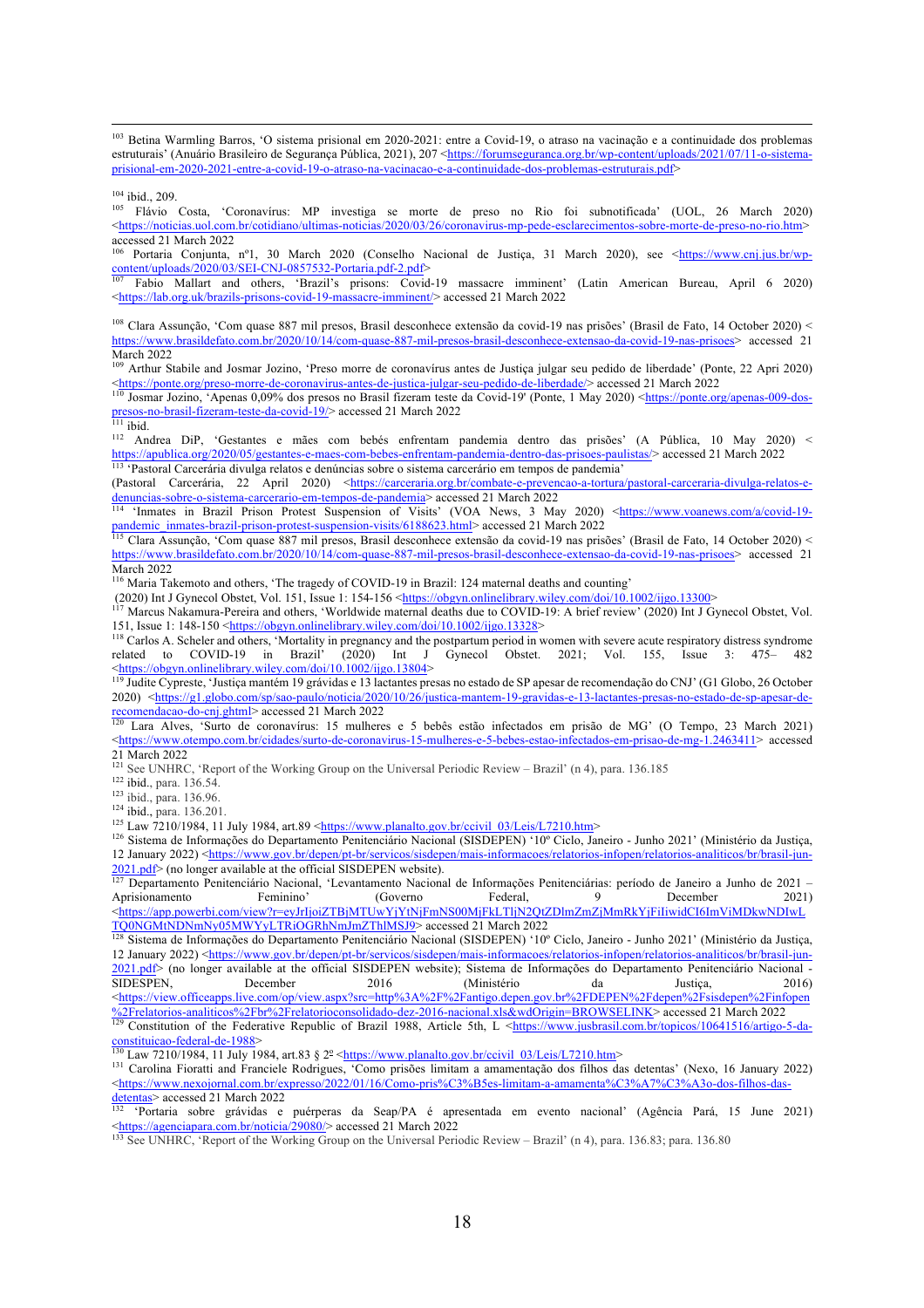[103] Betina Warmling Barros, 'O sistema prisional em 2020-2021: entre a Covid-19, o atraso na vacinação e a continuidade dos problemas estruturais' (Anuário Brasileiro de Segurança Pública, 2021), 207 <https://forumseguranca.org.br/wp-content/uploads/2021/07/11-o-sistema-prisional-em-2020-2021-entre-a-covid-19-o-atraso-na-vacinacao-e-a-continuidade-dos-problemas-estruturais.pdf>

[104] ibid., 209.

[105] Flávio Costa, 'Coronavírus: MP investiga se morte de preso no Rio foi subnotificada' (UOL, 26 March 2020) <https://noticias.uol.com.br/cotidiano/ultimas-noticias/2020/03/26/coronavirus-mp-pede-esclarecimentos-sobre-morte-de-preso-no-rio.htm> accessed 21 March 2022

[106] Portaria Conjunta, nº1, 30 March 2020 (Conselho Nacional de Justiça, 31 March 2020), see <https://www.cnj.jus.br/wp-content/uploads/2020/03/SEI-CNJ-0857532-Portaria.pdf-2.pdf>

[107] Fabio Mallart and others, 'Brazil's prisons: Covid-19 massacre imminent' (Latin American Bureau, April 6 2020) <https://lab.org.uk/brazils-prisons-covid-19-massacre-imminent/> accessed 21 March 2022

[108] Clara Assunção, 'Com quase 887 mil presos, Brasil desconhece extensão da covid-19 nas prisões' (Brasil de Fato, 14 October 2020) < https://www.brasildefato.com.br/2020/10/14/com-quase-887-mil-presos-brasil-desconhece-extensao-da-covid-19-nas-prisoes> accessed 21 March 2022

[109] Arthur Stabile and Josmar Jozino, 'Preso morre de coronavírus antes de Justiça julgar seu pedido de liberdade' (Ponte, 22 Apri 2020) <https://ponte.org/preso-morre-de-coronavirus-antes-de-justica-julgar-seu-pedido-de-liberdade/> accessed 21 March 2022

[110] Josmar Jozino, 'Apenas 0,09% dos presos no Brasil fizeram teste da Covid-19' (Ponte, 1 May 2020) <https://ponte.org/apenas-009-dos-presos-no-brasil-fizeram-teste-da-covid-19/> accessed 21 March 2022

[111] ibid.

[112] Andrea DiP, 'Gestantes e mães com bebés enfrentam pandemia dentro das prisões' (A Pública, 10 May 2020) < https://apublica.org/2020/05/gestantes-e-maes-com-bebes-enfrentam-pandemia-dentro-das-prisoes-paulistas/> accessed 21 March 2022

[113] 'Pastoral Carcerária divulga relatos e denúncias sobre o sistema carcerário em tempos de pandemia' (Pastoral Carcerária, 22 April 2020) <https://carceraria.org.br/combate-e-prevencao-a-tortura/pastoral-carceraria-divulga-relatos-e-denuncias-sobre-o-sistema-carcerario-em-tempos-de-pandemia> accessed 21 March 2022

[114] 'Inmates in Brazil Prison Protest Suspension of Visits' (VOA News, 3 May 2020) <https://www.voanews.com/a/covid-19-pandemic_inmates-brazil-prison-protest-suspension-visits/6188623.html> accessed 21 March 2022

[115] Clara Assunção, 'Com quase 887 mil presos, Brasil desconhece extensão da covid-19 nas prisões' (Brasil de Fato, 14 October 2020) < https://www.brasildefato.com.br/2020/10/14/com-quase-887-mil-presos-brasil-desconhece-extensao-da-covid-19-nas-prisoes> accessed 21 March 2022

[116] Maria Takemoto and others, 'The tragedy of COVID-19 in Brazil: 124 maternal deaths and counting' (2020) Int J Gynecol Obstet, Vol. 151, Issue 1: 154-156 <https://obgyn.onlinelibrary.wiley.com/doi/10.1002/ijgo.13300>

[117] Marcus Nakamura-Pereira and others, 'Worldwide maternal deaths due to COVID-19: A brief review' (2020) Int J Gynecol Obstet, Vol. 151, Issue 1: 148-150 <https://obgyn.onlinelibrary.wiley.com/doi/10.1002/ijgo.13328>

[118] Carlos A. Scheler and others, 'Mortality in pregnancy and the postpartum period in women with severe acute respiratory distress syndrome related to COVID-19 in Brazil' (2020) Int J Gynecol Obstet. 2021; Vol. 155, Issue 3: 475–482 <https://obgyn.onlinelibrary.wiley.com/doi/10.1002/ijgo.13804>

[119] Judite Cypreste, 'Justiça mantém 19 grávidas e 13 lactantes presas no estado de SP apesar de recomendação do CNJ' (G1 Globo, 26 October 2020) <https://g1.globo.com/sp/sao-paulo/noticia/2020/10/26/justica-mantem-19-gravidas-e-13-lactantes-presas-no-estado-de-sp-apesar-de-recomendacao-do-cnj.ghtml> accessed 21 March 2022

[120] Lara Alves, 'Surto de coronavírus: 15 mulheres e 5 bebês estão infectados em prisão de MG' (O Tempo, 23 March 2021) <https://www.otempo.com.br/cidades/surto-de-coronavirus-15-mulheres-e-5-bebes-estao-infectados-em-prisao-de-mg-1.2463411> accessed 21 March 2022

[121] See UNHRC, 'Report of the Working Group on the Universal Periodic Review – Brazil' (n 4), para. 136.185

[122] ibid., para. 136.54.

[123] ibid., para. 136.96.

[124] ibid., para. 136.201.

[125] Law 7210/1984, 11 July 1984, art.89 <https://www.planalto.gov.br/ccivil_03/Leis/L7210.htm>

[126] Sistema de Informações do Departamento Penitenciário Nacional (SISDEPEN) '10º Ciclo, Janeiro - Junho 2021' (Ministério da Justiça, 12 January 2022) <https://www.gov.br/depen/pt-br/servicos/sisdepen/mais-informacoes/relatorios-infopen/relatorios-analiticos/br/brasil-jun-2021.pdf> (no longer available at the official SISDEPEN website).

[127] Departamento Penitenciário Nacional, 'Levantamento Nacional de Informações Penitenciárias: período de Janeiro a Junho de 2021 – Aprisionamento Feminino' (Governo Federal, 9 December 2021) <https://app.powerbi.com/view?r=eyJrIjoiZTBjMTUwYjYtNjFmNS00MjFkLTljN2QtZDlmZmZjMmRkYjFiIiwidCI6ImViMDkwNDIwLTQ0NGMtNDNmNy05MWYyLTRiOGRhNmJmZThlMSJ9> accessed 21 March 2022

[128] Sistema de Informações do Departamento Penitenciário Nacional (SISDEPEN) '10º Ciclo, Janeiro - Junho 2021' (Ministério da Justiça, 12 January 2022) <https://www.gov.br/depen/pt-br/servicos/sisdepen/mais-informacoes/relatorios-infopen/relatorios-analiticos/br/brasil-jun-2021.pdf> (no longer available at the official SISDEPEN website); Sistema de Informações do Departamento Penitenciário Nacional - SIDESPEN, December 2016 (Ministério da Justiça, 2016) <https://view.officeapps.live.com/op/view.aspx?src=http%3A%2F%2Fantigo.depen.gov.br%2FDEPEN%2Fdepen%2Fsisdepen%2Finfopen%2Frelatorios-analiticos%2Fbr%2Frelatorioconsolidado-dez-2016-nacional.xls&wdOrigin=BROWSELINK> accessed 21 March 2022

[129] Constitution of the Federative Republic of Brazil 1988, Article 5th, L <https://www.jusbrasil.com.br/topicos/10641516/artigo-5-da-constituicao-federal-de-1988>

[130] Law 7210/1984, 11 July 1984, art.83 § 2º <https://www.planalto.gov.br/ccivil_03/Leis/L7210.htm>

[131] Carolina Fioratti and Franciele Rodrigues, 'Como prisões limitam a amamentação dos filhos das detentas' (Nexo, 16 January 2022) <https://www.nexojornal.com.br/expresso/2022/01/16/Como-pris%C3%B5es-limitam-a-amamenta%C3%A7%C3%A3o-dos-filhos-das-detentas> accessed 21 March 2022

[132] 'Portaria sobre grávidas e puérperas da Seap/PA é apresentada em evento nacional' (Agência Pará, 15 June 2021) <https://agenciapara.com.br/noticia/29080/> accessed 21 March 2022

[133] See UNHRC, 'Report of the Working Group on the Universal Periodic Review – Brazil' (n 4), para. 136.83; para. 136.80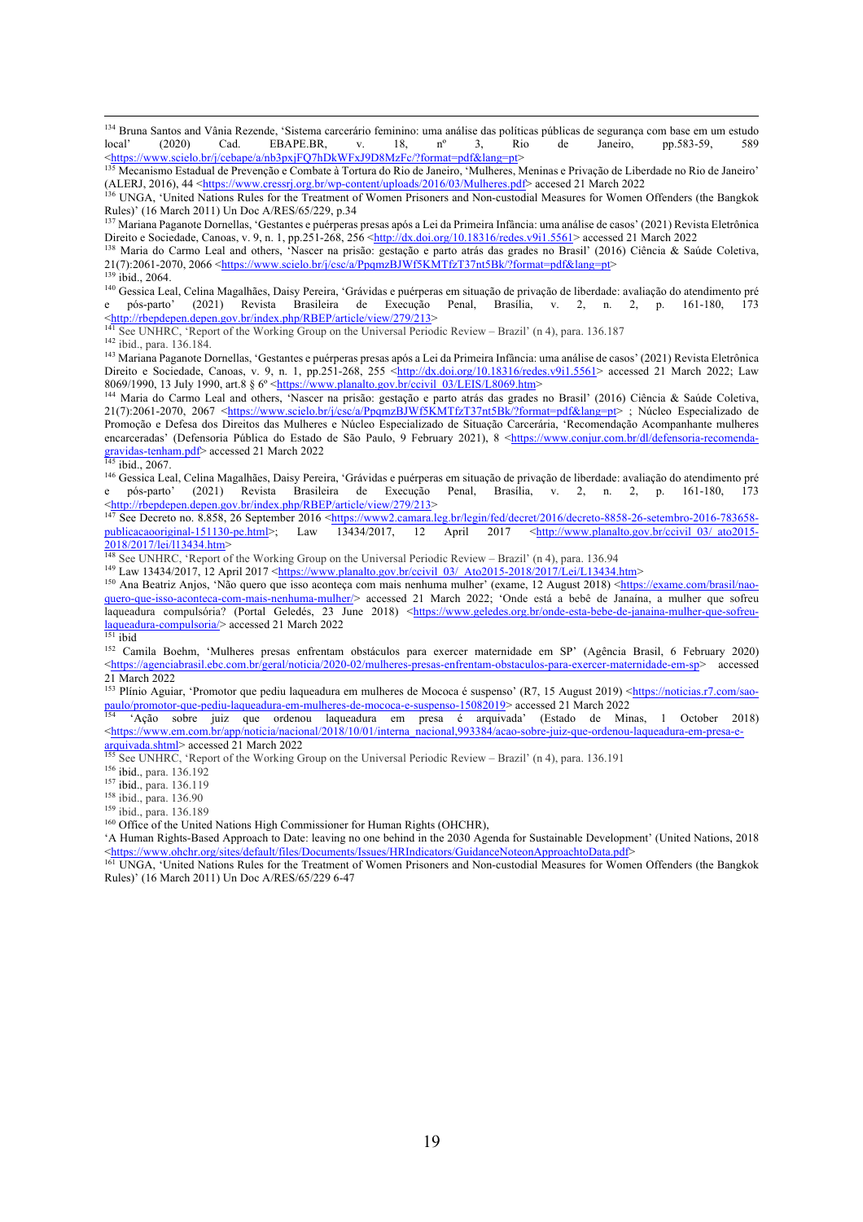[134] Bruna Santos and Vânia Rezende, 'Sistema carcerário feminino: uma análise das políticas públicas de segurança com base em um estudo local' (2020) Cad. EBAPE.BR, v. 18, nº 3, Rio de Janeiro, pp.583-59, 589 <https://www.scielo.br/j/cebape/a/nb3pxjFQ7hDkWFxJ9D8MzFc/?format=pdf&lang=pt>

[135] Mecanismo Estadual de Prevenção e Combate à Tortura do Rio de Janeiro, 'Mulheres, Meninas e Privação de Liberdade no Rio de Janeiro' (ALERJ, 2016), 44 <https://www.cressrj.org.br/wp-content/uploads/2016/03/Mulheres.pdf> accesed 21 March 2022

[136] UNGA, 'United Nations Rules for the Treatment of Women Prisoners and Non-custodial Measures for Women Offenders (the Bangkok Rules)' (16 March 2011) Un Doc A/RES/65/229, p.34

[137] Mariana Paganote Dornellas, 'Gestantes e puérperas presas após a Lei da Primeira Infância: uma análise de casos' (2021) Revista Eletrônica Direito e Sociedade, Canoas, v. 9, n. 1, pp.251-268, 256 <http://dx.doi.org/10.18316/redes.v9i1.5561> accessed 21 March 2022

[138] Maria do Carmo Leal and others, 'Nascer na prisão: gestação e parto atrás das grades no Brasil' (2016) Ciência & Saúde Coletiva, 21(7):2061-2070, 2066 <https://www.scielo.br/j/csc/a/PpqmzBJWf5KMTfzT37nt5Bk/?format=pdf&lang=pt>

[139] ibid., 2064.

[140] Gessica Leal, Celina Magalhães, Daisy Pereira, 'Grávidas e puérperas em situação de privação de liberdade: avaliação do atendimento pré e pós-parto' (2021) Revista Brasileira de Execução Penal, Brasília, v. 2, n. 2, p. 161-180, 173 <http://rbepdepen.depen.gov.br/index.php/RBEP/article/view/279/213>

[141] See UNHRC, 'Report of the Working Group on the Universal Periodic Review – Brazil' (n 4), para. 136.187

[142] ibid., para. 136.184.

[143] Mariana Paganote Dornellas, 'Gestantes e puérperas presas após a Lei da Primeira Infância: uma análise de casos' (2021) Revista Eletrônica Direito e Sociedade, Canoas, v. 9, n. 1, pp.251-268, 255 <http://dx.doi.org/10.18316/redes.v9i1.5561> accessed 21 March 2022; Law 8069/1990, 13 July 1990, art.8 § 6º <https://www.planalto.gov.br/ccivil_03/LEIS/L8069.htm>

[144] Maria do Carmo Leal and others, 'Nascer na prisão: gestação e parto atrás das grades no Brasil' (2016) Ciência & Saúde Coletiva, 21(7):2061-2070, 2067 <https://www.scielo.br/j/csc/a/PpqmzBJWf5KMTfzT37nt5Bk/?format=pdf&lang=pt> ; Núcleo Especializado de Promoção e Defesa dos Direitos das Mulheres e Núcleo Especializado de Situação Carcerária, 'Recomendação Acompanhante mulheres encarceradas' (Defensoria Pública do Estado de São Paulo, 9 February 2021), 8 <https://www.conjur.com.br/dl/defensoria-recomenda-gravidas-tenham.pdf> accessed 21 March 2022

[145] ibid., 2067.

[146] Gessica Leal, Celina Magalhães, Daisy Pereira, 'Grávidas e puérperas em situação de privação de liberdade: avaliação do atendimento pré e pós-parto' (2021) Revista Brasileira de Execução Penal, Brasília, v. 2, n. 2, p. 161-180, 173 <http://rbepdepen.depen.gov.br/index.php/RBEP/article/view/279/213>

[147] See Decreto no. 8.858, 26 September 2016 <https://www2.camara.leg.br/legin/fed/decret/2016/decreto-8858-26-setembro-2016-783658-publicacaooriginal-151130-pe.html>; Law 13434/2017, 12 April 2017 <http://www.planalto.gov.br/ccivil_03/_ato2015-2018/2017/lei/l13434.htm>

[148] See UNHRC, 'Report of the Working Group on the Universal Periodic Review – Brazil' (n 4), para. 136.94

[149] Law 13434/2017, 12 April 2017 <https://www.planalto.gov.br/ccivil_03/_Ato2015-2018/2017/Lei/L13434.htm>

[150] Ana Beatriz Anjos, 'Não quero que isso aconteça com mais nenhuma mulher' (exame, 12 August 2018) <https://exame.com/brasil/nao-quero-que-isso-aconteca-com-mais-nenhuma-mulher/> accessed 21 March 2022; 'Onde está a bebê de Janaína, a mulher que sofreu laqueadura compulsória? (Portal Geledés, 23 June 2018) <https://www.geledes.org.br/onde-esta-bebe-de-janaina-mulher-que-sofreu-laqueadura-compulsoria/> accessed 21 March 2022

[151] ibid

[152] Camila Boehm, 'Mulheres presas enfrentam obstáculos para exercer maternidade em SP' (Agência Brasil, 6 February 2020) <https://agenciabrasil.ebc.com.br/geral/noticia/2020-02/mulheres-presas-enfrentam-obstaculos-para-exercer-maternidade-em-sp> accessed 21 March 2022

[153] Plínio Aguiar, 'Promotor que pediu laqueadura em mulheres de Mococa é suspenso' (R7, 15 August 2019) <https://noticias.r7.com/sao-paulo/promotor-que-pediu-laqueadura-em-mulheres-de-mococa-e-suspenso-15082019> accessed 21 March 2022

[154] 'Ação sobre juiz que ordenou laqueadura em presa é arquivada' (Estado de Minas, 1 October 2018) <https://www.em.com.br/app/noticia/nacional/2018/10/01/interna_nacional,993384/acao-sobre-juiz-que-ordenou-laqueadura-em-presa-e-arquivada.shtml> accessed 21 March 2022

[155] See UNHRC, 'Report of the Working Group on the Universal Periodic Review – Brazil' (n 4), para. 136.191

[156] ibid., para. 136.192

[157] ibid., para. 136.119

[158] ibid., para. 136.90

[159] ibid., para. 136.189

[160] Office of the United Nations High Commissioner for Human Rights (OHCHR), 'A Human Rights-Based Approach to Date: leaving no one behind in the 2030 Agenda for Sustainable Development' (United Nations, 2018 <https://www.ohchr.org/sites/default/files/Documents/Issues/HRIndicators/GuidanceNoteonApproachtoData.pdf>

[161] UNGA, 'United Nations Rules for the Treatment of Women Prisoners and Non-custodial Measures for Women Offenders (the Bangkok Rules)' (16 March 2011) Un Doc A/RES/65/229 6-47